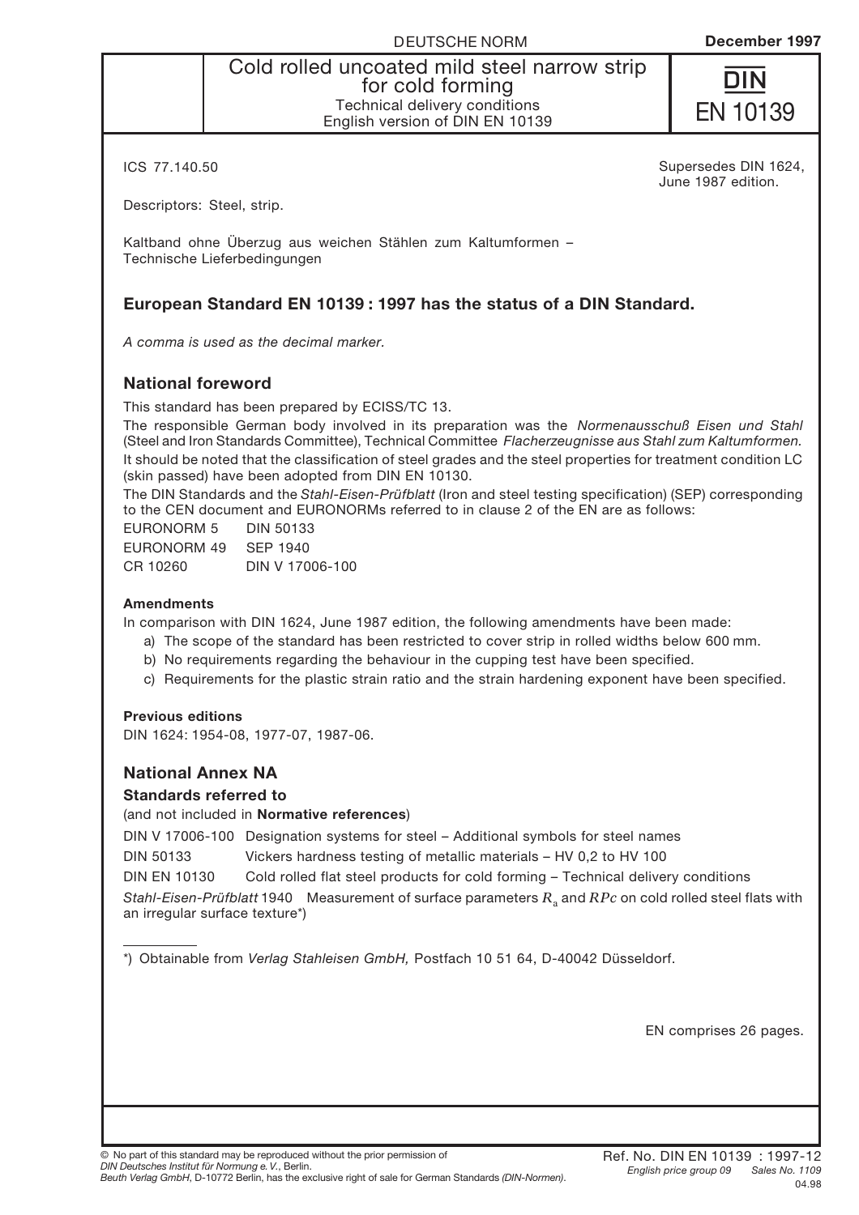DEUTSCHE NORM

December 1997

# Cold rolled uncoated mild steel narrow strip for cold forming

Technical delivery conditions

English version of DIN EN 10139

**DIN EN 10139**

ICS 77.140.50

Supersedes DIN 1624, June 1987 edition.

Descriptors: Steel, strip.

Kaltband ohne Überzug aus weichen Stählen zum Kaltumformen – Technische Lieferbedingungen

## European Standard EN 10139 : 1997 has the status of a DIN Standard.

*A comma is used as the decimal marker.*

## National foreword

This standard has been prepared by ECISS/TC 13.

The responsible German body involved in its preparation was the *Normenausschuß Eisen und Stahl* (Steel and Iron Standards Committee), Technical Committee *Flacherzeugnisse aus Stahl zum Kaltumformen*.

It should be noted that the classification of steel grades and the steel properties for treatment condition LC (skin passed) have been adopted from DIN EN 10130.

The DIN Standards and the *Stahl-Eisen-Prüfblatt* (Iron and steel testing specification) (SEP) corresponding to the CEN document and EURONORMs referred to in clause 2 of the EN are as follows:

| | |
|---|---|
| EURONORM 5 | DIN 50133 |
| EURONORM 49 | SEP 1940 |
| CR 10260 | DIN V 17006-100 |

### Amendments

In comparison with DIN 1624, June 1987 edition, the following amendments have been made:

a) The scope of the standard has been restricted to cover strip in rolled widths below 600 mm.

b) No requirements regarding the behaviour in the cupping test have been specified.

c) Requirements for the plastic strain ratio and the strain hardening exponent have been specified.

### Previous editions

DIN 1624: 1954-08, 1977-07, 1987-06.

## National Annex NA

### Standards referred to

(and not included in **Normative references**)

| | |
|---|---|
| DIN V 17006-100 | Designation systems for steel – Additional symbols for steel names |
| DIN 50133 | Vickers hardness testing of metallic materials – HV 0,2 to HV 100 |
| DIN EN 10130 | Cold rolled flat steel products for cold forming – Technical delivery conditions |

*Stahl-Eisen-Prüfblatt* 1940 Measurement of surface parameters $R_a$ and $RPc$ on cold rolled steel flats with an irregular surface texture*)

*) Obtainable from *Verlag Stahleisen GmbH*, Postfach 10 51 64, D-40042 Düsseldorf.

EN comprises 26 pages.

© No part of this standard may be reproduced without the prior permission of *DIN Deutsches Institut für Normung e. V.*, Berlin.
*Beuth Verlag GmbH*, D-10772 Berlin, has the exclusive right of sale for German Standards *(DIN-Normen)*.

Ref. No. DIN EN 10139 : 1997-12
*English price group 09* *Sales No. 1109*
04.98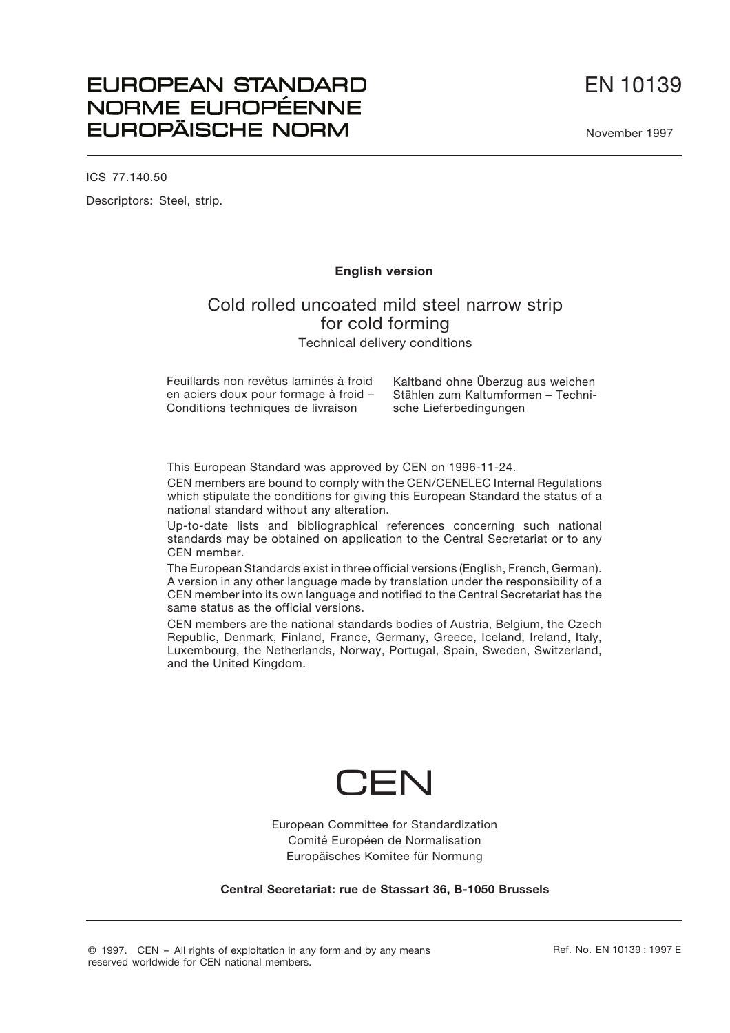# EUROPEAN STANDARD
# NORME EUROPÉENNE
# EUROPÄISCHE NORM

# EN 10139

November 1997

ICS 77.140.50

Descriptors: Steel, strip.

**English version**

## Cold rolled uncoated mild steel narrow strip for cold forming

Technical delivery conditions

Feuillards non revêtus laminés à froid en aciers doux pour formage à froid – Conditions techniques de livraison

Kaltband ohne Überzug aus weichen Stählen zum Kaltumformen – Technische Lieferbedingungen

This European Standard was approved by CEN on 1996-11-24.

CEN members are bound to comply with the CEN/CENELEC Internal Regulations which stipulate the conditions for giving this European Standard the status of a national standard without any alteration.

Up-to-date lists and bibliographical references concerning such national standards may be obtained on application to the Central Secretariat or to any CEN member.

The European Standards exist in three official versions (English, French, German). A version in any other language made by translation under the responsibility of a CEN member into its own language and notified to the Central Secretariat has the same status as the official versions.

CEN members are the national standards bodies of Austria, Belgium, the Czech Republic, Denmark, Finland, France, Germany, Greece, Iceland, Ireland, Italy, Luxembourg, the Netherlands, Norway, Portugal, Spain, Sweden, Switzerland, and the United Kingdom.

CEN

European Committee for Standardization
Comité Européen de Normalisation
Europäisches Komitee für Normung

**Central Secretariat: rue de Stassart 36, B-1050 Brussels**

© 1997. CEN – All rights of exploitation in any form and by any means reserved worldwide for CEN national members.

Ref. No. EN 10139 : 1997 E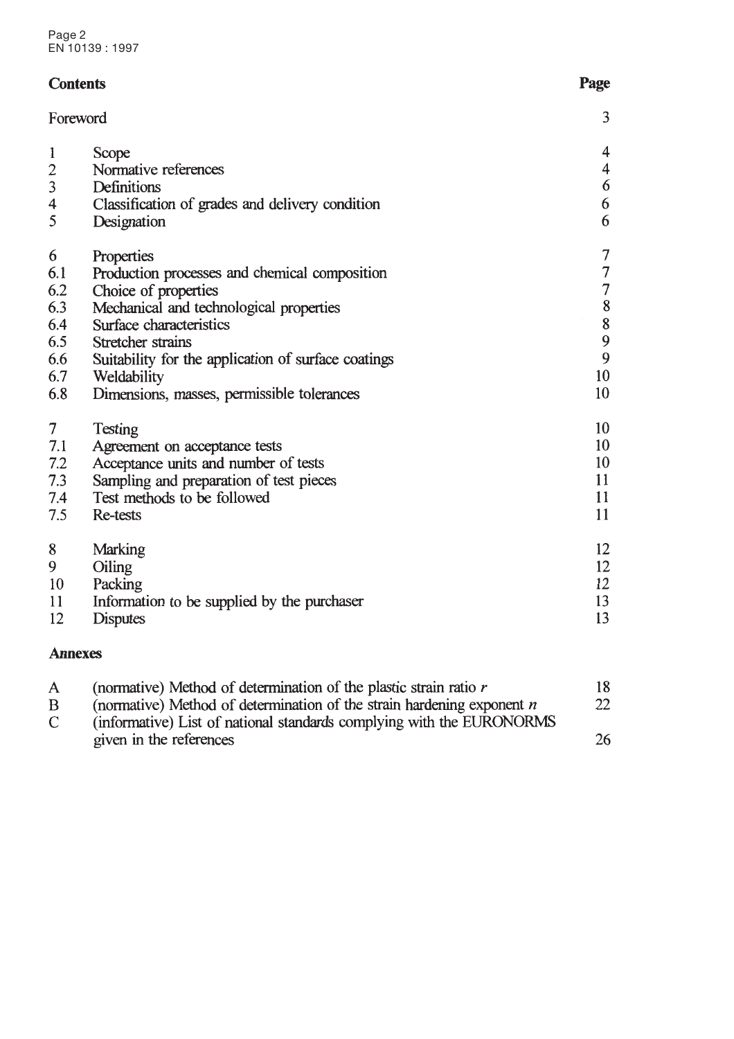## Contents

| | | Page |
|---|---|---|
| Foreword | | 3 |
| 1 | Scope | 4 |
| 2 | Normative references | 4 |
| 3 | Definitions | 6 |
| 4 | Classification of grades and delivery condition | 6 |
| 5 | Designation | 6 |
| 6 | Properties | 7 |
| 6.1 | Production processes and chemical composition | 7 |
| 6.2 | Choice of properties | 7 |
| 6.3 | Mechanical and technological properties | 8 |
| 6.4 | Surface characteristics | 8 |
| 6.5 | Stretcher strains | 9 |
| 6.6 | Suitability for the application of surface coatings | 9 |
| 6.7 | Weldability | 10 |
| 6.8 | Dimensions, masses, permissible tolerances | 10 |
| 7 | Testing | 10 |
| 7.1 | Agreement on acceptance tests | 10 |
| 7.2 | Acceptance units and number of tests | 10 |
| 7.3 | Sampling and preparation of test pieces | 11 |
| 7.4 | Test methods to be followed | 11 |
| 7.5 | Re-tests | 11 |
| 8 | Marking | 12 |
| 9 | Oiling | 12 |
| 10 | Packing | 12 |
| 11 | Information to be supplied by the purchaser | 13 |
| 12 | Disputes | 13 |

**Annexes**

| | | |
|---|---|---|
| A | (normative) Method of determination of the plastic strain ratio $r$ | 18 |
| B | (normative) Method of determination of the strain hardening exponent $n$ | 22 |
| C | (informative) List of national standards complying with the EURONORMS given in the references | 26 |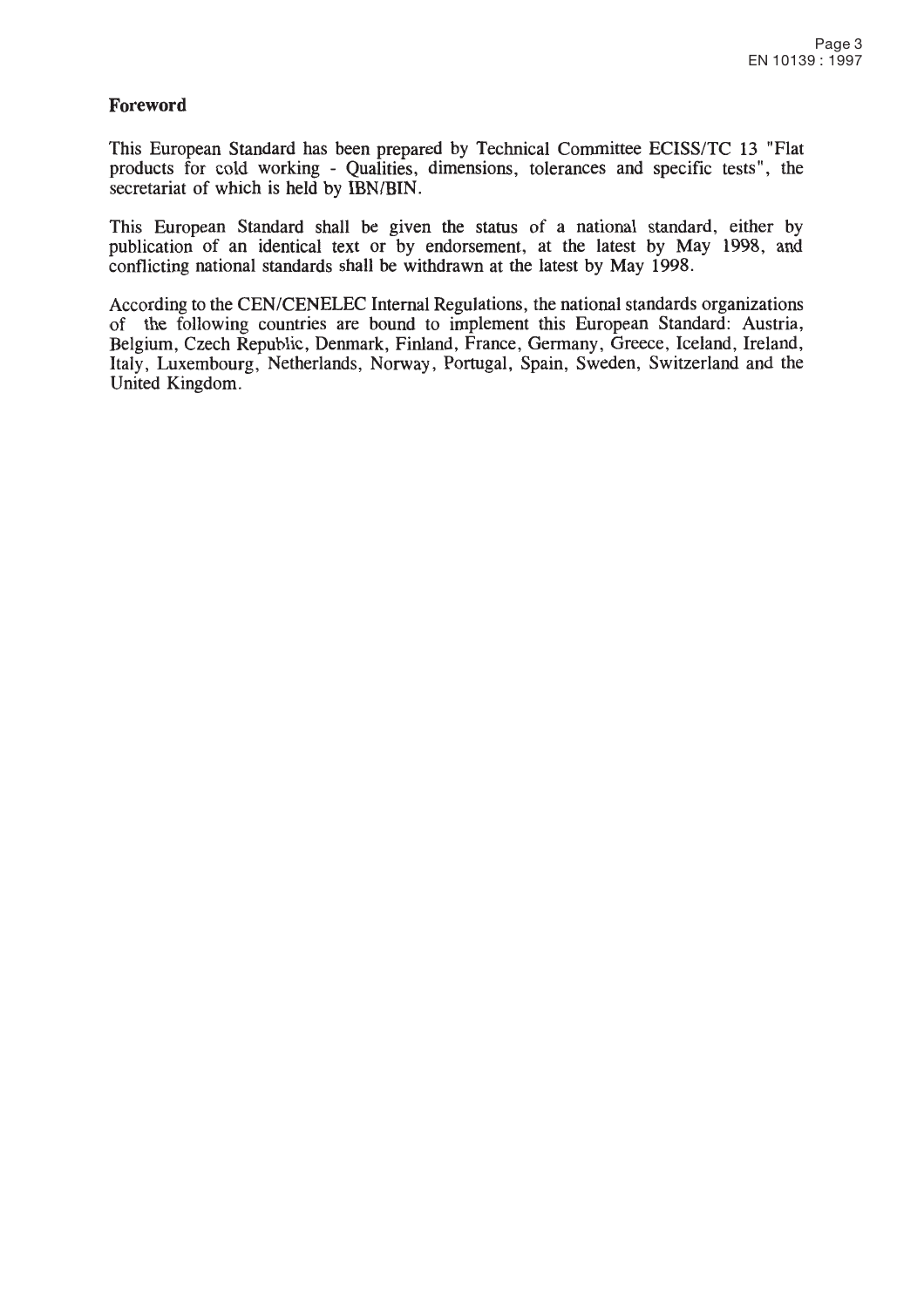## Foreword

This European Standard has been prepared by Technical Committee ECISS/TC 13 "Flat products for cold working - Qualities, dimensions, tolerances and specific tests", the secretariat of which is held by IBN/BIN.

This European Standard shall be given the status of a national standard, either by publication of an identical text or by endorsement, at the latest by May 1998, and conflicting national standards shall be withdrawn at the latest by May 1998.

According to the CEN/CENELEC Internal Regulations, the national standards organizations of the following countries are bound to implement this European Standard: Austria, Belgium, Czech Republic, Denmark, Finland, France, Germany, Greece, Iceland, Ireland, Italy, Luxembourg, Netherlands, Norway, Portugal, Spain, Sweden, Switzerland and the United Kingdom.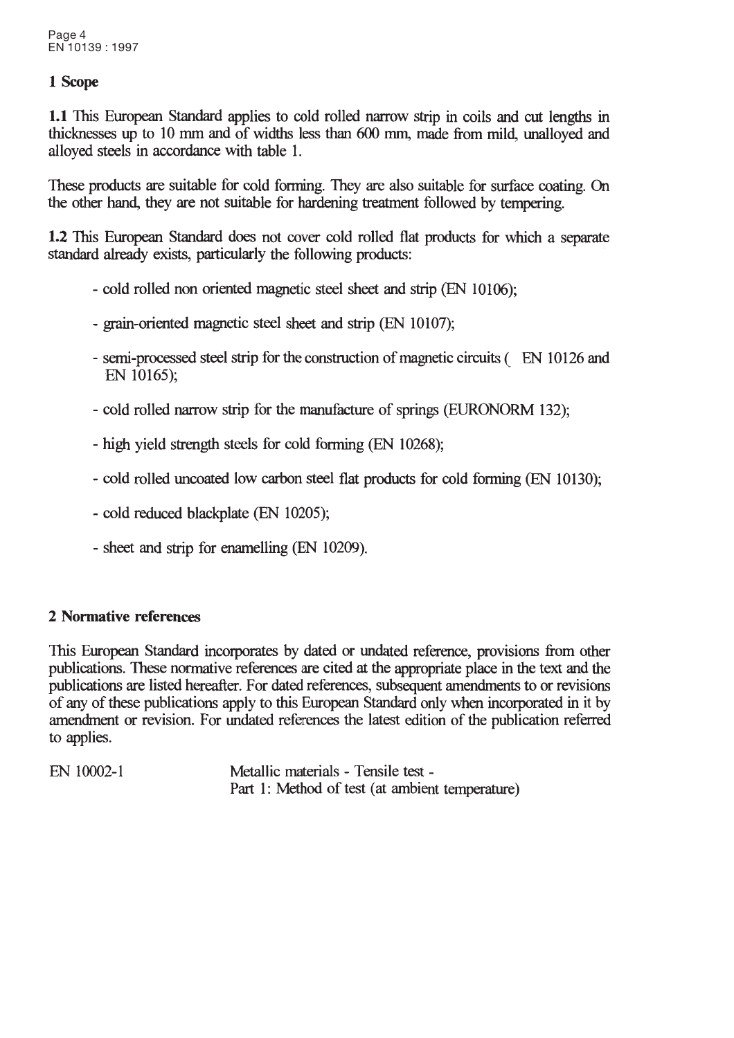## 1 Scope

**1.1** This European Standard applies to cold rolled narrow strip in coils and cut lengths in thicknesses up to 10 mm and of widths less than 600 mm, made from mild, unalloyed and alloyed steels in accordance with table 1.

These products are suitable for cold forming. They are also suitable for surface coating. On the other hand, they are not suitable for hardening treatment followed by tempering.

**1.2** This European Standard does not cover cold rolled flat products for which a separate standard already exists, particularly the following products:

- cold rolled non oriented magnetic steel sheet and strip (EN 10106);
- grain-oriented magnetic steel sheet and strip (EN 10107);
- semi-processed steel strip for the construction of magnetic circuits ( EN 10126 and EN 10165);
- cold rolled narrow strip for the manufacture of springs (EURONORM 132);
- high yield strength steels for cold forming (EN 10268);
- cold rolled uncoated low carbon steel flat products for cold forming (EN 10130);
- cold reduced blackplate (EN 10205);
- sheet and strip for enamelling (EN 10209).

## 2 Normative references

This European Standard incorporates by dated or undated reference, provisions from other publications. These normative references are cited at the appropriate place in the text and the publications are listed hereafter. For dated references, subsequent amendments to or revisions of any of these publications apply to this European Standard only when incorporated in it by amendment or revision. For undated references the latest edition of the publication referred to applies.

EN 10002-1 Metallic materials - Tensile test - Part 1: Method of test (at ambient temperature)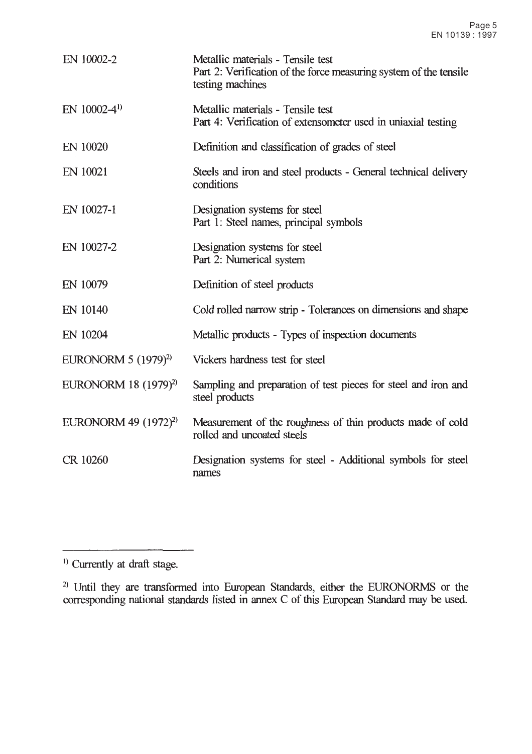| | |
|---|---|
| EN 10002-2 | Metallic materials - Tensile test<br>Part 2: Verification of the force measuring system of the tensile testing machines |
| EN 10002-4[1] | Metallic materials - Tensile test<br>Part 4: Verification of extensometer used in uniaxial testing |
| EN 10020 | Definition and classification of grades of steel |
| EN 10021 | Steels and iron and steel products - General technical delivery conditions |
| EN 10027-1 | Designation systems for steel<br>Part 1: Steel names, principal symbols |
| EN 10027-2 | Designation systems for steel<br>Part 2: Numerical system |
| EN 10079 | Definition of steel products |
| EN 10140 | Cold rolled narrow strip - Tolerances on dimensions and shape |
| EN 10204 | Metallic products - Types of inspection documents |
| EURONORM 5 (1979)[2] | Vickers hardness test for steel |
| EURONORM 18 (1979)[2] | Sampling and preparation of test pieces for steel and iron and steel products |
| EURONORM 49 (1972)[2] | Measurement of the roughness of thin products made of cold rolled and uncoated steels |
| CR 10260 | Designation systems for steel - Additional symbols for steel names |

---

[1] Currently at draft stage.

[2] Until they are transformed into European Standards, either the EURONORMS or the corresponding national standards listed in annex C of this European Standard may be used.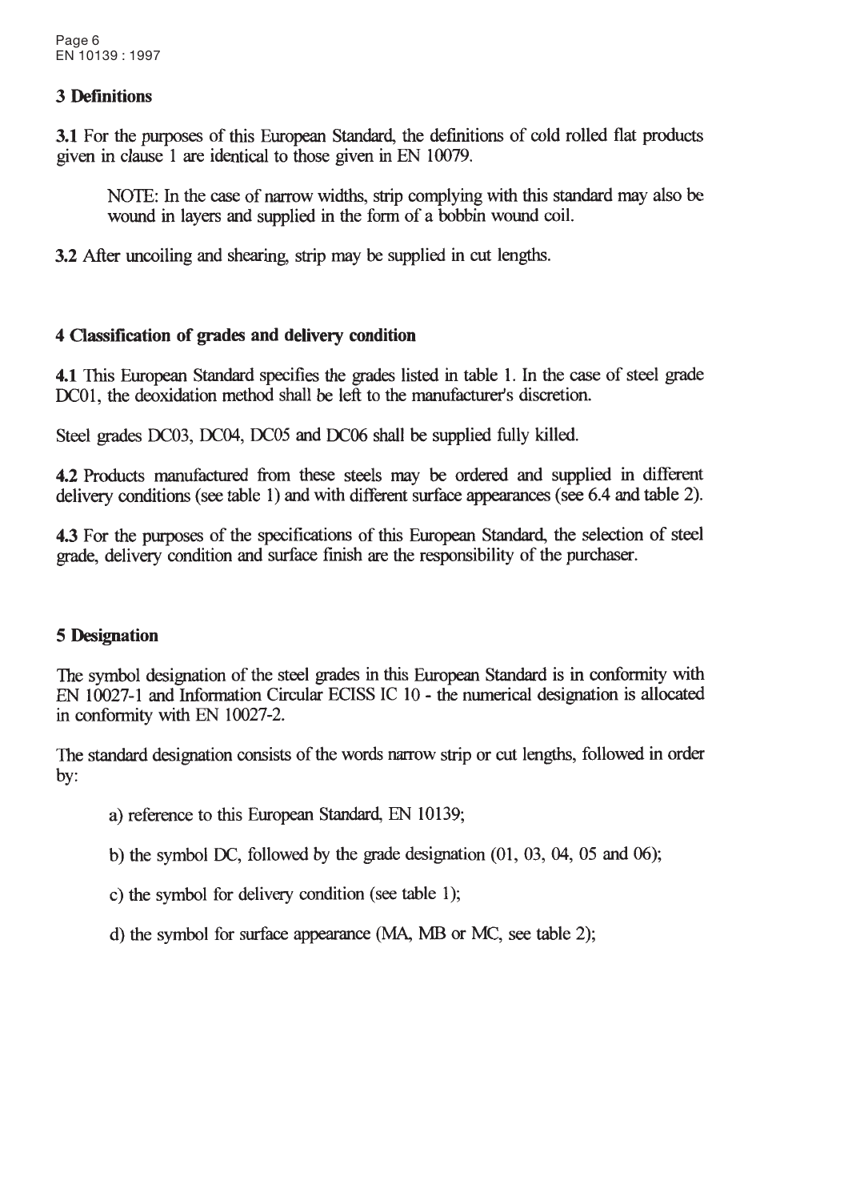## 3 Definitions

**3.1** For the purposes of this European Standard, the definitions of cold rolled flat products given in clause 1 are identical to those given in EN 10079.

> NOTE: In the case of narrow widths, strip complying with this standard may also be wound in layers and supplied in the form of a bobbin wound coil.

**3.2** After uncoiling and shearing, strip may be supplied in cut lengths.

## 4 Classification of grades and delivery condition

**4.1** This European Standard specifies the grades listed in table 1. In the case of steel grade DC01, the deoxidation method shall be left to the manufacturer's discretion.

Steel grades DC03, DC04, DC05 and DC06 shall be supplied fully killed.

**4.2** Products manufactured from these steels may be ordered and supplied in different delivery conditions (see table 1) and with different surface appearances (see 6.4 and table 2).

**4.3** For the purposes of the specifications of this European Standard, the selection of steel grade, delivery condition and surface finish are the responsibility of the purchaser.

## 5 Designation

The symbol designation of the steel grades in this European Standard is in conformity with EN 10027-1 and Information Circular ECISS IC 10 - the numerical designation is allocated in conformity with EN 10027-2.

The standard designation consists of the words narrow strip or cut lengths, followed in order by:

a) reference to this European Standard, EN 10139;

b) the symbol DC, followed by the grade designation (01, 03, 04, 05 and 06);

c) the symbol for delivery condition (see table 1);

d) the symbol for surface appearance (MA, MB or MC, see table 2);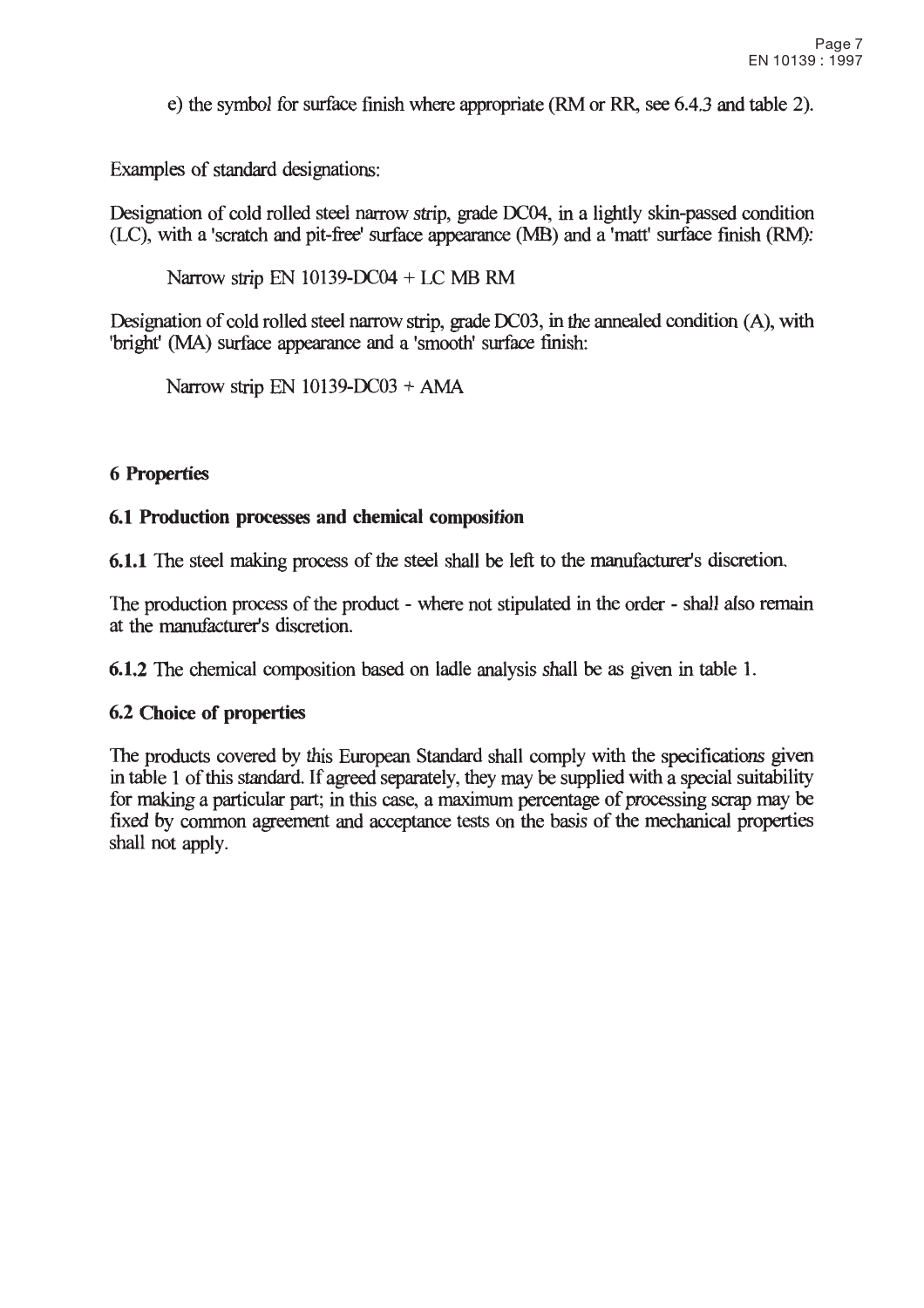e) the symbol for surface finish where appropriate (RM or RR, see 6.4.3 and table 2).

Examples of standard designations:

Designation of cold rolled steel narrow strip, grade DC04, in a lightly skin-passed condition (LC), with a 'scratch and pit-free' surface appearance (MB) and a 'matt' surface finish (RM):

Narrow strip EN 10139-DC04 + LC MB RM

Designation of cold rolled steel narrow strip, grade DC03, in the annealed condition (A), with 'bright' (MA) surface appearance and a 'smooth' surface finish:

Narrow strip EN 10139-DC03 + AMA

## 6 Properties

### 6.1 Production processes and chemical composition

**6.1.1** The steel making process of the steel shall be left to the manufacturer's discretion.

The production process of the product - where not stipulated in the order - shall also remain at the manufacturer's discretion.

**6.1.2** The chemical composition based on ladle analysis shall be as given in table 1.

### 6.2 Choice of properties

The products covered by this European Standard shall comply with the specifications given in table 1 of this standard. If agreed separately, they may be supplied with a special suitability for making a particular part; in this case, a maximum percentage of processing scrap may be fixed by common agreement and acceptance tests on the basis of the mechanical properties shall not apply.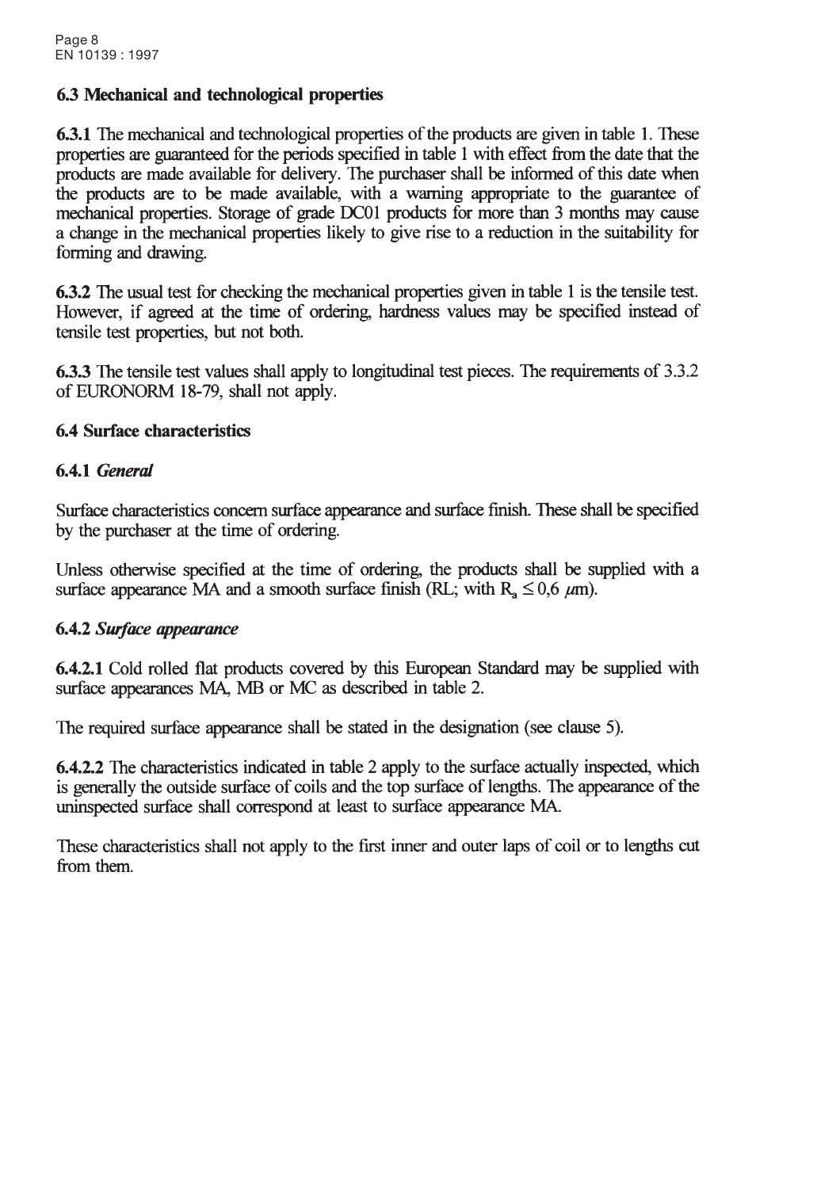### 6.3 Mechanical and technological properties

**6.3.1** The mechanical and technological properties of the products are given in table 1. These properties are guaranteed for the periods specified in table 1 with effect from the date that the products are made available for delivery. The purchaser shall be informed of this date when the products are to be made available, with a warning appropriate to the guarantee of mechanical properties. Storage of grade DC01 products for more than 3 months may cause a change in the mechanical properties likely to give rise to a reduction in the suitability for forming and drawing.

**6.3.2** The usual test for checking the mechanical properties given in table 1 is the tensile test. However, if agreed at the time of ordering, hardness values may be specified instead of tensile test properties, but not both.

**6.3.3** The tensile test values shall apply to longitudinal test pieces. The requirements of 3.3.2 of EURONORM 18-79, shall not apply.

### 6.4 Surface characteristics

#### 6.4.1 *General*

Surface characteristics concern surface appearance and surface finish. These shall be specified by the purchaser at the time of ordering.

Unless otherwise specified at the time of ordering, the products shall be supplied with a surface appearance MA and a smooth surface finish (RL; with $R_a \leq 0{,}6$ $\mu$m).

#### 6.4.2 *Surface appearance*

**6.4.2.1** Cold rolled flat products covered by this European Standard may be supplied with surface appearances MA, MB or MC as described in table 2.

The required surface appearance shall be stated in the designation (see clause 5).

**6.4.2.2** The characteristics indicated in table 2 apply to the surface actually inspected, which is generally the outside surface of coils and the top surface of lengths. The appearance of the uninspected surface shall correspond at least to surface appearance MA.

These characteristics shall not apply to the first inner and outer laps of coil or to lengths cut from them.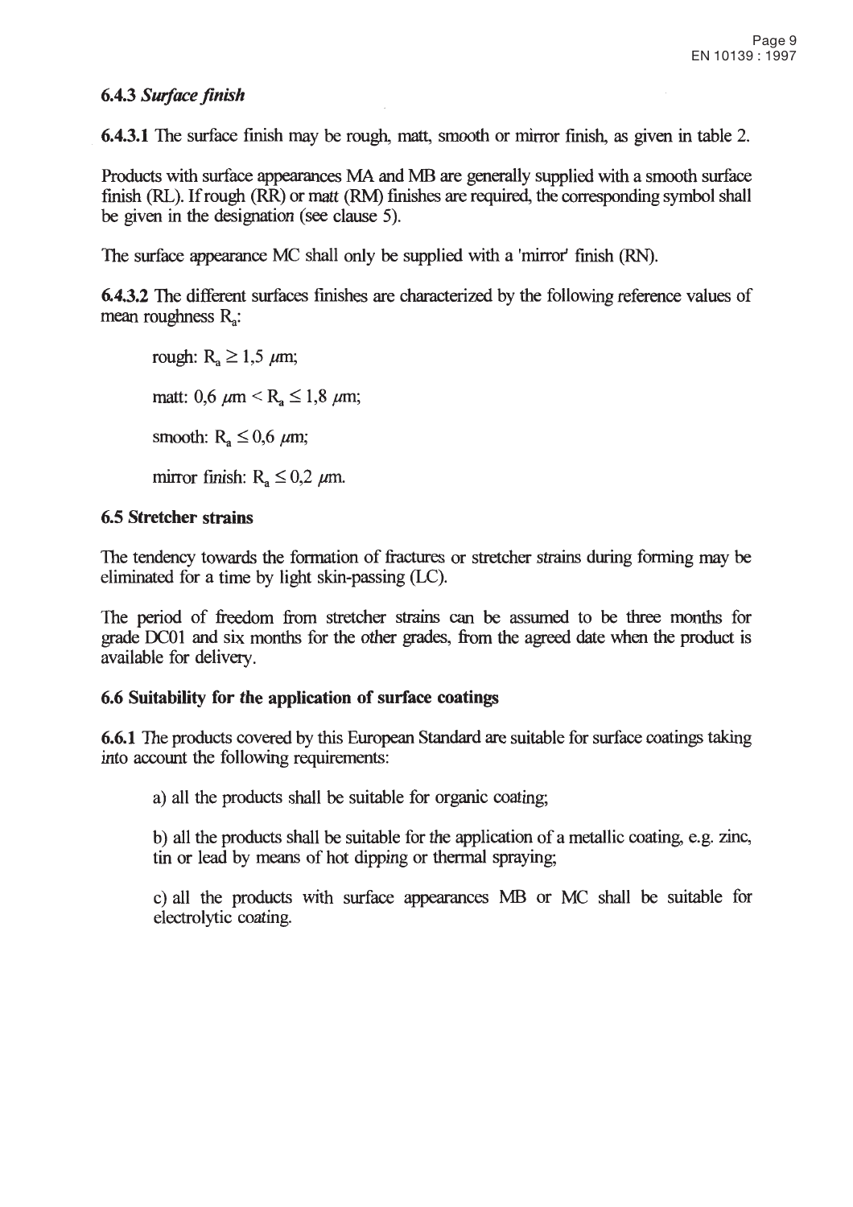### 6.4.3 *Surface finish*

**6.4.3.1** The surface finish may be rough, matt, smooth or mirror finish, as given in table 2.

Products with surface appearances MA and MB are generally supplied with a smooth surface finish (RL). If rough (RR) or matt (RM) finishes are required, the corresponding symbol shall be given in the designation (see clause 5).

The surface appearance MC shall only be supplied with a 'mirror' finish (RN).

**6.4.3.2** The different surfaces finishes are characterized by the following reference values of mean roughness $R_a$:

rough: $R_a \geq 1{,}5$ $\mu$m;

matt: $0{,}6$ $\mu$m $< R_a \leq 1{,}8$ $\mu$m;

smooth: $R_a \leq 0{,}6$ $\mu$m;

mirror finish: $R_a \leq 0{,}2$ $\mu$m.

## 6.5 Stretcher strains

The tendency towards the formation of fractures or stretcher strains during forming may be eliminated for a time by light skin-passing (LC).

The period of freedom from stretcher strains can be assumed to be three months for grade DC01 and six months for the other grades, from the agreed date when the product is available for delivery.

## 6.6 Suitability for the application of surface coatings

**6.6.1** The products covered by this European Standard are suitable for surface coatings taking into account the following requirements:

a) all the products shall be suitable for organic coating;

b) all the products shall be suitable for the application of a metallic coating, e.g. zinc, tin or lead by means of hot dipping or thermal spraying;

c) all the products with surface appearances MB or MC shall be suitable for electrolytic coating.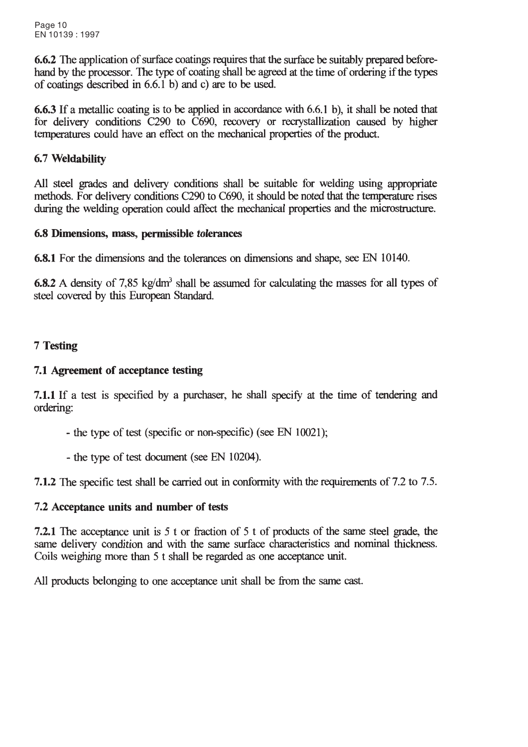**6.6.2** The application of surface coatings requires that the surface be suitably prepared beforehand by the processor. The type of coating shall be agreed at the time of ordering if the types of coatings described in 6.6.1 b) and c) are to be used.

**6.6.3** If a metallic coating is to be applied in accordance with 6.6.1 b), it shall be noted that for delivery conditions C290 to C690, recovery or recrystallization caused by higher temperatures could have an effect on the mechanical properties of the product.

### 6.7 Weldability

All steel grades and delivery conditions shall be suitable for welding using appropriate methods. For delivery conditions C290 to C690, it should be noted that the temperature rises during the welding operation could affect the mechanical properties and the microstructure.

### 6.8 Dimensions, mass, permissible tolerances

**6.8.1** For the dimensions and the tolerances on dimensions and shape, see EN 10140.

**6.8.2** A density of 7,85 $kg/dm^3$ shall be assumed for calculating the masses for all types of steel covered by this European Standard.

## 7 Testing

### 7.1 Agreement of acceptance testing

**7.1.1** If a test is specified by a purchaser, he shall specify at the time of tendering and ordering:

- the type of test (specific or non-specific) (see EN 10021);
- the type of test document (see EN 10204).

**7.1.2** The specific test shall be carried out in conformity with the requirements of 7.2 to 7.5.

### 7.2 Acceptance units and number of tests

**7.2.1** The acceptance unit is 5 t or fraction of 5 t of products of the same steel grade, the same delivery condition and with the same surface characteristics and nominal thickness. Coils weighing more than 5 t shall be regarded as one acceptance unit.

All products belonging to one acceptance unit shall be from the same cast.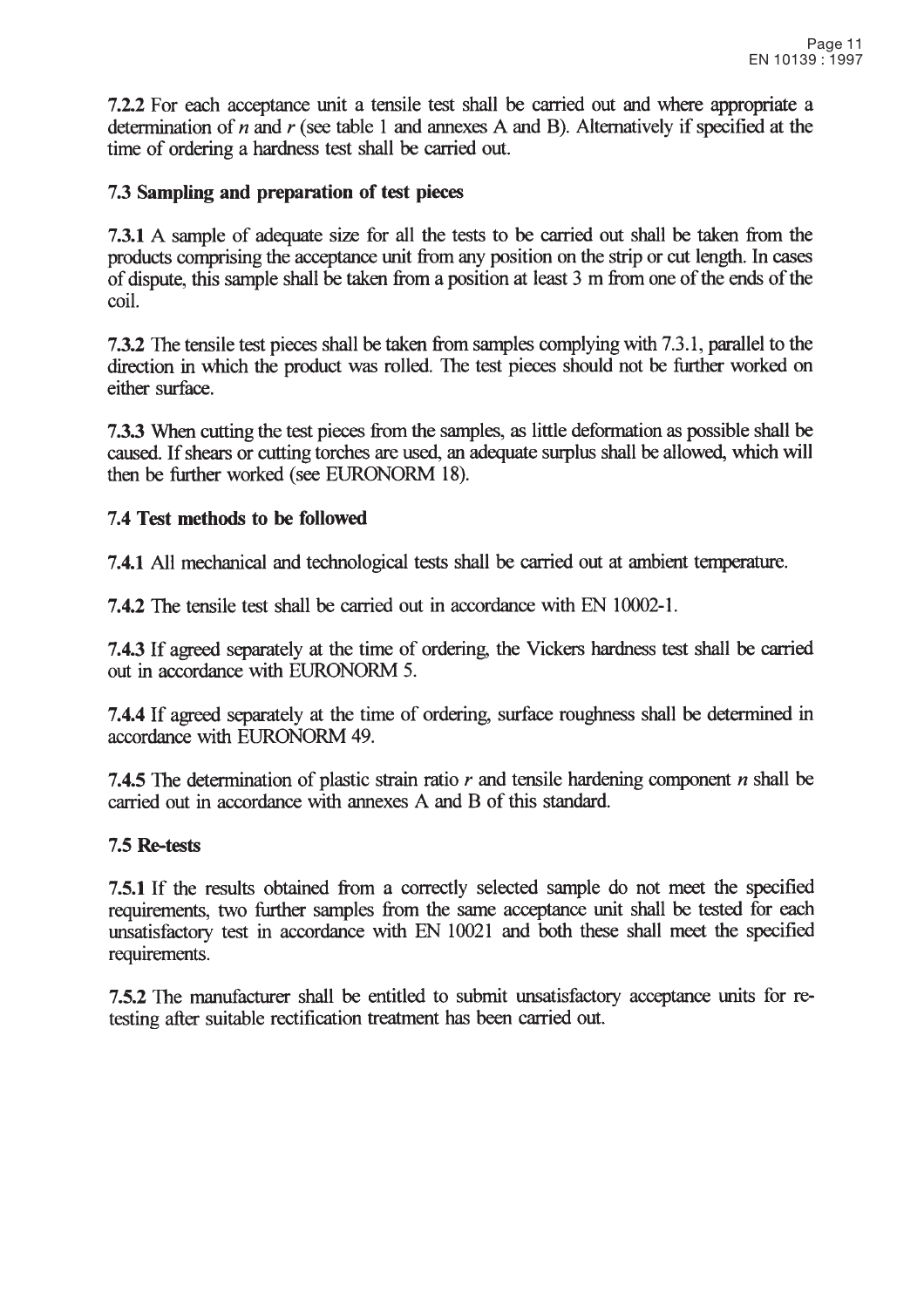**7.2.2** For each acceptance unit a tensile test shall be carried out and where appropriate a determination of $n$ and $r$ (see table 1 and annexes A and B). Alternatively if specified at the time of ordering a hardness test shall be carried out.

### 7.3 Sampling and preparation of test pieces

**7.3.1** A sample of adequate size for all the tests to be carried out shall be taken from the products comprising the acceptance unit from any position on the strip or cut length. In cases of dispute, this sample shall be taken from a position at least 3 m from one of the ends of the coil.

**7.3.2** The tensile test pieces shall be taken from samples complying with 7.3.1, parallel to the direction in which the product was rolled. The test pieces should not be further worked on either surface.

**7.3.3** When cutting the test pieces from the samples, as little deformation as possible shall be caused. If shears or cutting torches are used, an adequate surplus shall be allowed, which will then be further worked (see EURONORM 18).

### 7.4 Test methods to be followed

**7.4.1** All mechanical and technological tests shall be carried out at ambient temperature.

**7.4.2** The tensile test shall be carried out in accordance with EN 10002-1.

**7.4.3** If agreed separately at the time of ordering, the Vickers hardness test shall be carried out in accordance with EURONORM 5.

**7.4.4** If agreed separately at the time of ordering, surface roughness shall be determined in accordance with EURONORM 49.

**7.4.5** The determination of plastic strain ratio $r$ and tensile hardening component $n$ shall be carried out in accordance with annexes A and B of this standard.

### 7.5 Re-tests

**7.5.1** If the results obtained from a correctly selected sample do not meet the specified requirements, two further samples from the same acceptance unit shall be tested for each unsatisfactory test in accordance with EN 10021 and both these shall meet the specified requirements.

**7.5.2** The manufacturer shall be entitled to submit unsatisfactory acceptance units for re-testing after suitable rectification treatment has been carried out.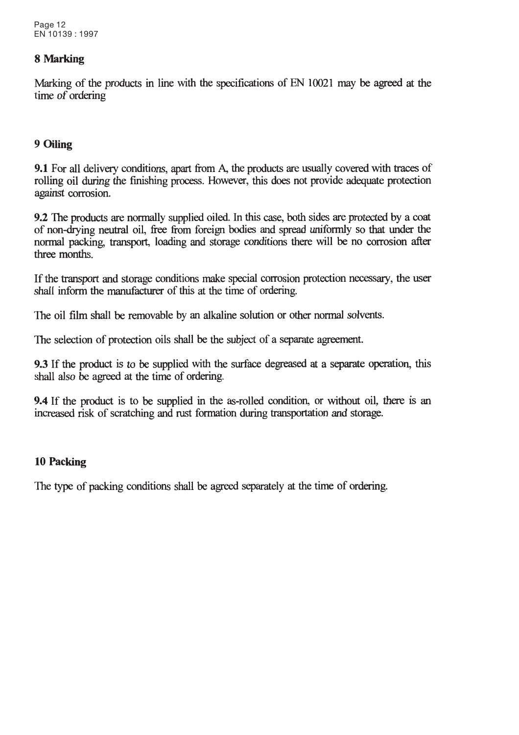## 8 Marking

Marking of the products in line with the specifications of EN 10021 may be agreed at the time of ordering

## 9 Oiling

**9.1** For all delivery conditions, apart from A, the products are usually covered with traces of rolling oil during the finishing process. However, this does not provide adequate protection against corrosion.

**9.2** The products are normally supplied oiled. In this case, both sides are protected by a coat of non-drying neutral oil, free from foreign bodies and spread uniformly so that under the normal packing, transport, loading and storage conditions there will be no corrosion after three months.

If the transport and storage conditions make special corrosion protection necessary, the user shall inform the manufacturer of this at the time of ordering.

The oil film shall be removable by an alkaline solution or other normal solvents.

The selection of protection oils shall be the subject of a separate agreement.

**9.3** If the product is to be supplied with the surface degreased at a separate operation, this shall also be agreed at the time of ordering.

**9.4** If the product is to be supplied in the as-rolled condition, or without oil, there is an increased risk of scratching and rust formation during transportation and storage.

## 10 Packing

The type of packing conditions shall be agreed separately at the time of ordering.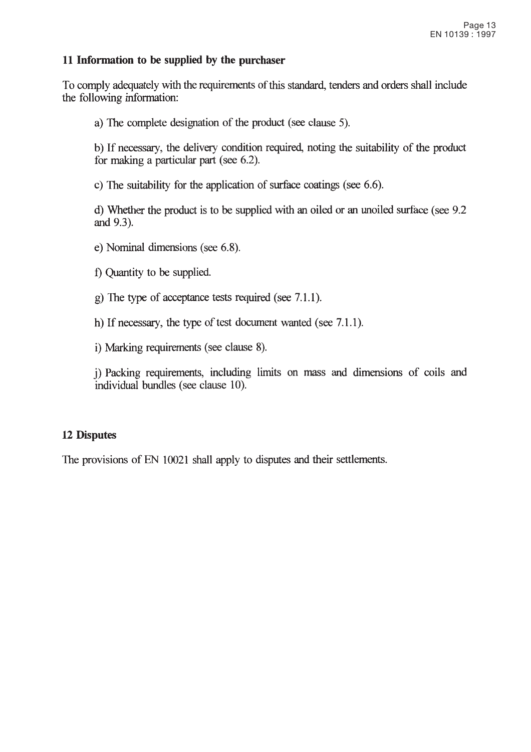## 11 Information to be supplied by the purchaser

To comply adequately with the requirements of this standard, tenders and orders shall include the following information:

a) The complete designation of the product (see clause 5).

b) If necessary, the delivery condition required, noting the suitability of the product for making a particular part (see 6.2).

c) The suitability for the application of surface coatings (see 6.6).

d) Whether the product is to be supplied with an oiled or an unoiled surface (see 9.2 and 9.3).

e) Nominal dimensions (see 6.8).

f) Quantity to be supplied.

g) The type of acceptance tests required (see 7.1.1).

h) If necessary, the type of test document wanted (see 7.1.1).

i) Marking requirements (see clause 8).

j) Packing requirements, including limits on mass and dimensions of coils and individual bundles (see clause 10).

## 12 Disputes

The provisions of EN 10021 shall apply to disputes and their settlements.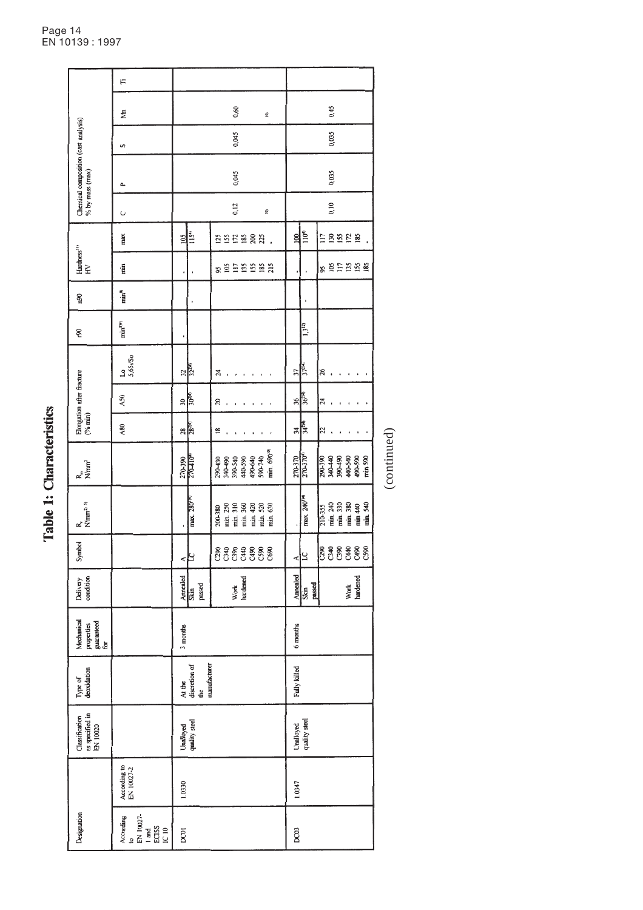# Table 1: Characteristics

| Designation | | Classification as specified in EN 10020 | Type of deoxidation | Mechanical properties guaranteed for | Delivery condition | Symbol | $R_e$ N/mm²[2) 3)] | $R_m$ N/mm² | Elongation after fracture (% min) | | | r90 | n90 | Hardness[11)] HV | | Chemical composition (cast analysis) % by mass (max) | | | | |
|---|---|---|---|---|---|---|---|---|---|---|---|---|---|---|---|---|---|---|---|---|
| According to EN 10027-1 and ECISS IC 10 | According to EN 10027-2 | | | | | | | | A80 | A50 | Lo 5,65√So | min[4) 9)] | min[4)] | min | max | C | P | S | Mn | Ti |
| DC01 | 1.0330 | Unalloyed quality steel | At the discretion of the manufacturer | 3 months | Annealed | A | - | 270-390 | 28 | 30 | 32 | - | | - | 105 | | | | | |
| | | | | | Skin passed | LC | max. 280[8)] | 270-410[8)] | 28[8)] | 30[8)] | 32[8)] | | - | - | 115[8)] | | | | | |
| | | | | | Work hardened | C290 | 200-380 | 290-430 | 18 | 20 | 24 | | | 95 | 125 | 0,12 | 0,045 | 0,045 | 0,60 | |
| | | | | | | C340 | min. 250 | 340-490 | - | - | - | | | 105 | 155 | | | | | |
| | | | | | | C390 | min. 310 | 390-540 | - | - | - | | | 117 | 172 | | | | | |
| | | | | | | C440 | min. 360 | 440-590 | - | - | - | | | 135 | 185 | | | | | |
| | | | | | | C490 | min. 420 | 490-640 | - | - | - | | | 155 | 200 | | | | | |
| | | | | | | C590 | min. 520 | 590-740 | - | - | - | | | 185 | 225 | 10) | | | 10) | |
| | | | | | | C690 | min. 630 | min. 690[10)] | - | - | - | | | 215 | - | | | | | |
| DC03 | 1.0347 | Unalloyed quality steel | Fully killed | 6 months | Annealed | A | - | 270-370 | 34 | 36 | 37 | | | - | 100 | | | | | |
| | | | | | Skin passed | LC | max. 240[8)] | 270-370[8)] | 34[8)] | 36[8)] | 37[8)] | 1,3[12)] | - | - | 110[8)] | | | | | |
| | | | | | Work hardened | C290 | 210-355 | 290-390 | 22 | 24 | 26 | | | 95 | 117 | 0,10 | 0,035 | 0,035 | 0,45 | |
| | | | | | | C340 | min. 240 | 340-440 | - | - | - | | | 105 | 130 | | | | | |
| | | | | | | C390 | min. 330 | 390-490 | - | - | - | | | 117 | 155 | | | | | |
| | | | | | | C440 | min. 380 | 440-540 | - | - | - | | | 135 | 172 | | | | | |
| | | | | | | C490 | min 440 | 490-590 | - | - | - | | | 155 | 185 | | | | | |
| | | | | | | C590 | min. 540 | min. 590 | - | - | - | | | 185 | - | | | | | |

(continued)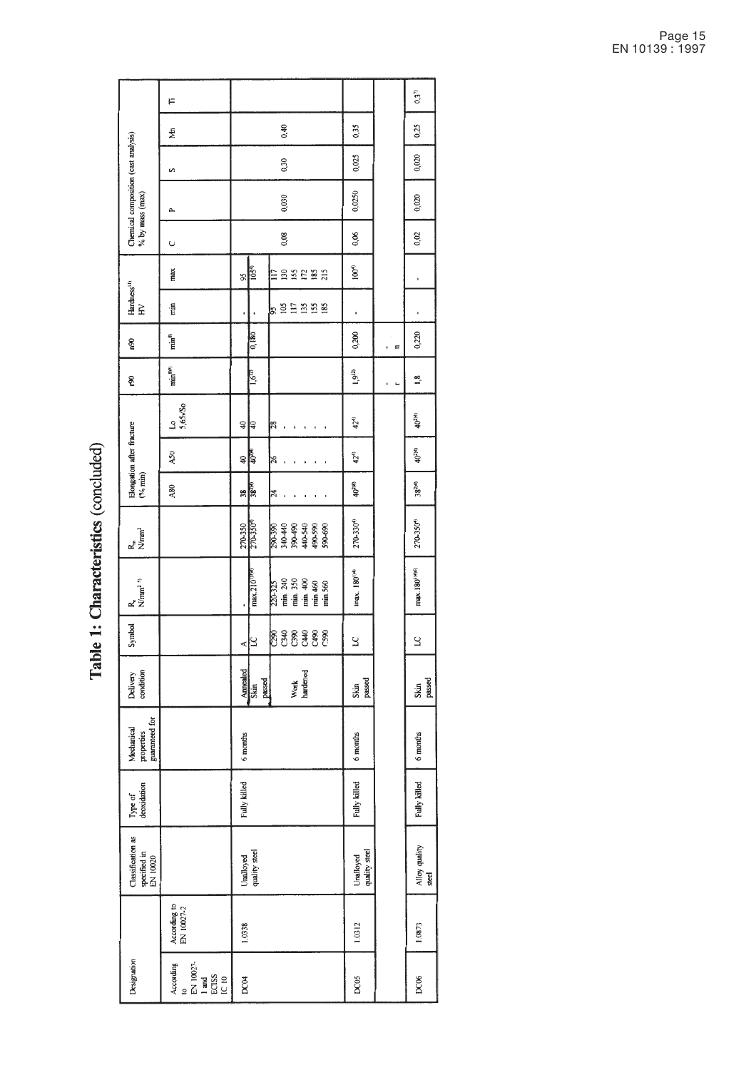# Table 1: Characteristics (concluded)

| Designation | | Classification as specified in EN 10020 | Type of deoxidation | Mechanical properties guaranteed for | Delivery condition | Symbol | $R_e$ N/mm² [5] | $R_m$ N/mm² | Elongation after fracture (% min) | | | r90 | n90 | Hardness [11] HV | | Chemical composition (cast analysis) % by mass (max) | | | | |
|---|---|---|---|---|---|---|---|---|---|---|---|---|---|---|---|---|---|---|---|---|
| According to EN 10027-1 and ECISS IC 10 | According to EN 10027-2 | | | | | | | | A80 | A50 | Lo 5,65√So | min [8][9] | min [8] | min | max | C | P | S | Mn | Ti |
| DC04 | 1.0338 | Unalloyed quality steel | Fully killed | 6 months | Annealed | A | - | 270-350 | 38 | 40 | 40 | | | - | 95 | | | | | |
| | | | | | Skin passed | LC | max. 210 [13][14] | 270-350 [4] | 38 [24] | 40 [24] | 40 | 1,6 [12] | 0,180 | - | 105 [4] | | | | | |
| | | | | | Work hardened | C290 | 220-325 | 290-390 | 24 | 26 | 28 | | | 95 | 117 | 0,08 | 0,030 | 0,30 | 0,40 | |
| | | | | | | C340 | min. 240 | 340-440 | - | - | - | | | 105 | 130 | | | | | |
| | | | | | | C390 | min. 350 | 390-490 | - | - | - | | | 117 | 155 | | | | | |
| | | | | | | C440 | min. 400 | 440-540 | - | - | - | | | 135 | 172 | | | | | |
| | | | | | | C490 | min 460 | 490-590 | - | - | - | | | 155 | 185 | | | | | |
| | | | | | | C590 | min 560 | 590-690 | - | - | - | | | 185 | 215 | | | | | |
| DC05 | 1.0312 | Unalloyed quality steel | Fully killed | 6 months | Skin passed | LC | max. 180 [14] | 270-330 [4] | 40 [24] | 42 [4] | 42 [4] | 1,9 [12] | 0,200 | - | 100 [4] | 0,06 | 0,025 [3] | 0,025 | 0,35 | |
| | | | | | | | | | | | | - r | - n | | | | | | | |
| DC06 | 1.0873 | Alloy quality steel | Fully killed | 6 months | Skin passed | LC | max. 180 [14][6] | 270-350 [4] | 38 [24] | 40 [24] | 40 [24] | 1,8 | 0,220 | - | - | 0,02 | 0,020 | 0,020 | 0,25 | 0,3 [7] |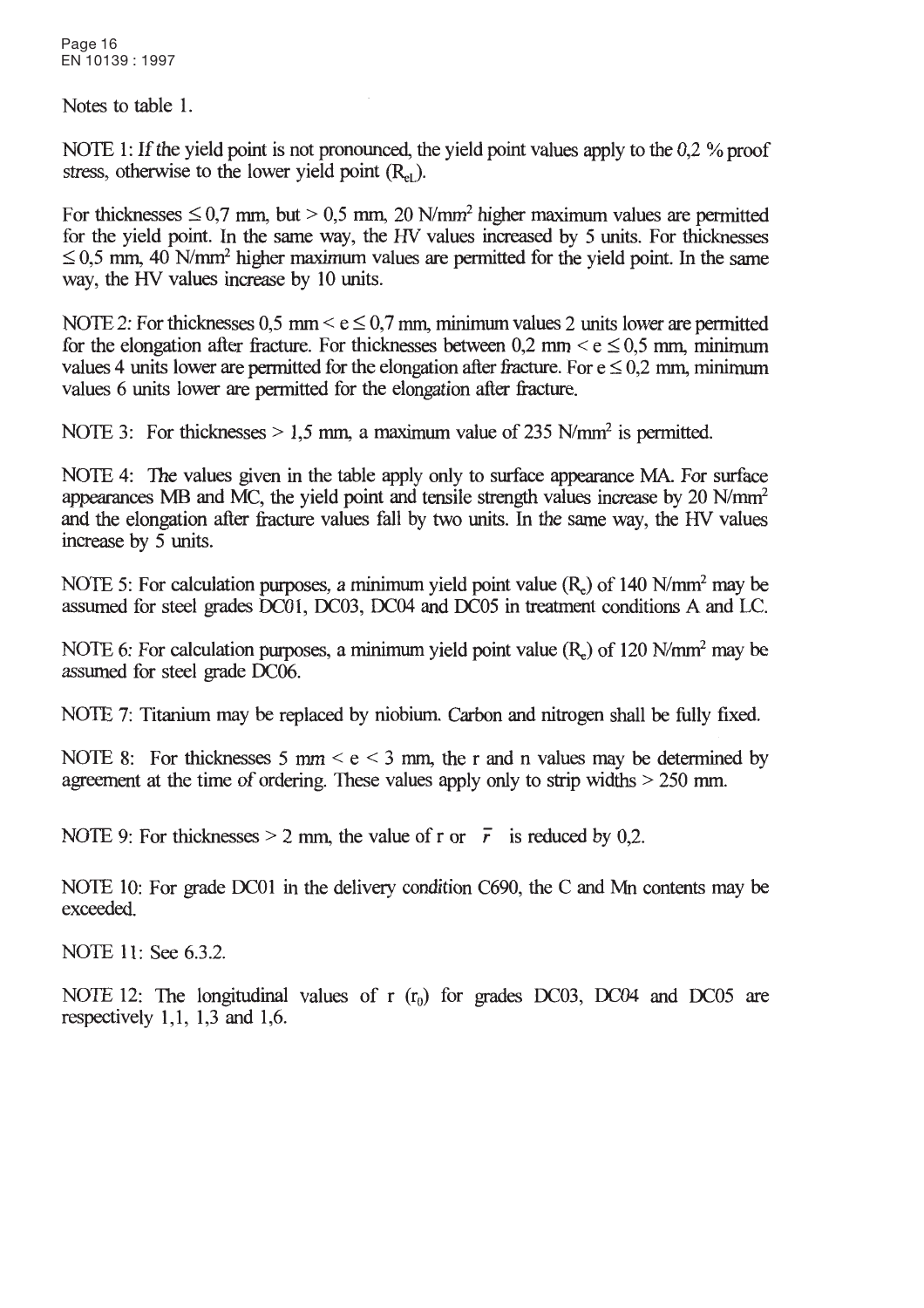Notes to table 1.

NOTE 1: If the yield point is not pronounced, the yield point values apply to the 0,2 % proof stress, otherwise to the lower yield point ($R_{eL}$).

For thicknesses ≤ 0,7 mm, but > 0,5 mm, 20 N/mm² higher maximum values are permitted for the yield point. In the same way, the HV values increased by 5 units. For thicknesses ≤ 0,5 mm, 40 N/mm² higher maximum values are permitted for the yield point. In the same way, the HV values increase by 10 units.

NOTE 2: For thicknesses 0,5 mm < e ≤ 0,7 mm, minimum values 2 units lower are permitted for the elongation after fracture. For thicknesses between 0,2 mm < e ≤ 0,5 mm, minimum values 4 units lower are permitted for the elongation after fracture. For e ≤ 0,2 mm, minimum values 6 units lower are permitted for the elongation after fracture.

NOTE 3: For thicknesses > 1,5 mm, a maximum value of 235 N/mm² is permitted.

NOTE 4: The values given in the table apply only to surface appearance MA. For surface appearances MB and MC, the yield point and tensile strength values increase by 20 N/mm² and the elongation after fracture values fall by two units. In the same way, the HV values increase by 5 units.

NOTE 5: For calculation purposes, a minimum yield point value ($R_e$) of 140 N/mm² may be assumed for steel grades DC01, DC03, DC04 and DC05 in treatment conditions A and LC.

NOTE 6: For calculation purposes, a minimum yield point value ($R_e$) of 120 N/mm² may be assumed for steel grade DC06.

NOTE 7: Titanium may be replaced by niobium. Carbon and nitrogen shall be fully fixed.

NOTE 8: For thicknesses 5 mm < e < 3 mm, the r and n values may be determined by agreement at the time of ordering. These values apply only to strip widths > 250 mm.

NOTE 9: For thicknesses > 2 mm, the value of r or $\bar{r}$ is reduced by 0,2.

NOTE 10: For grade DC01 in the delivery condition C690, the C and Mn contents may be exceeded.

NOTE 11: See 6.3.2.

NOTE 12: The longitudinal values of r ($r_0$) for grades DC03, DC04 and DC05 are respectively 1,1, 1,3 and 1,6.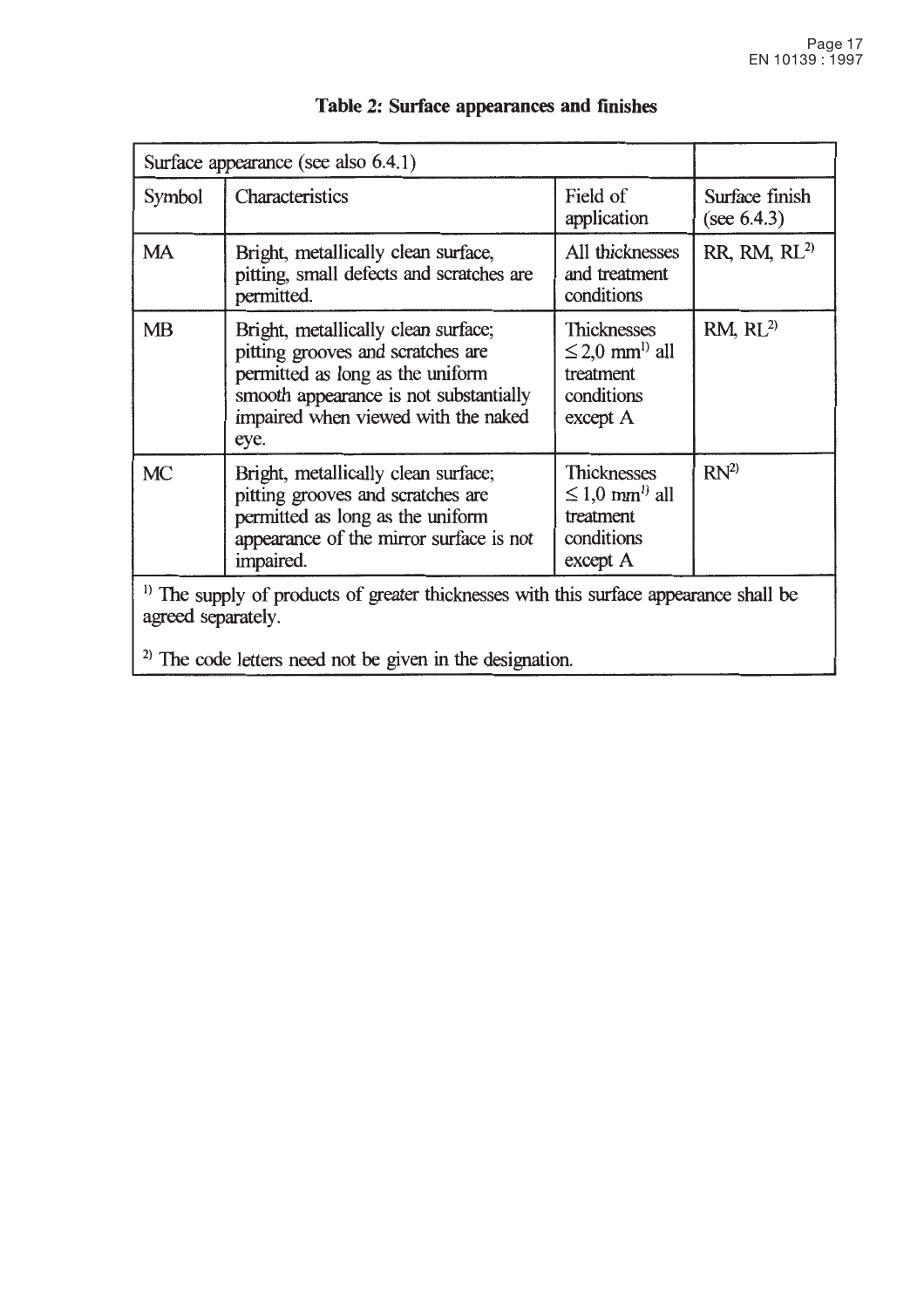**Table 2: Surface appearances and finishes**

| Surface appearance (see also 6.4.1) | | | |
|---|---|---|---|
| Symbol | Characteristics | Field of application | Surface finish (see 6.4.3) |
| MA | Bright, metallically clean surface, pitting, small defects and scratches are permitted. | All thicknesses and treatment conditions | RR, RM, RL[2] |
| MB | Bright, metallically clean surface; pitting grooves and scratches are permitted as long as the uniform smooth appearance is not substantially impaired when viewed with the naked eye. | Thicknesses $\leq 2,0$ mm[1] all treatment conditions except A | RM, RL[2] |
| MC | Bright, metallically clean surface; pitting grooves and scratches are permitted as long as the uniform appearance of the mirror surface is not impaired. | Thicknesses $\leq 1,0$ mm[1] all treatment conditions except A | RN[2] |

[1] The supply of products of greater thicknesses with this surface appearance shall be agreed separately.

[2] The code letters need not be given in the designation.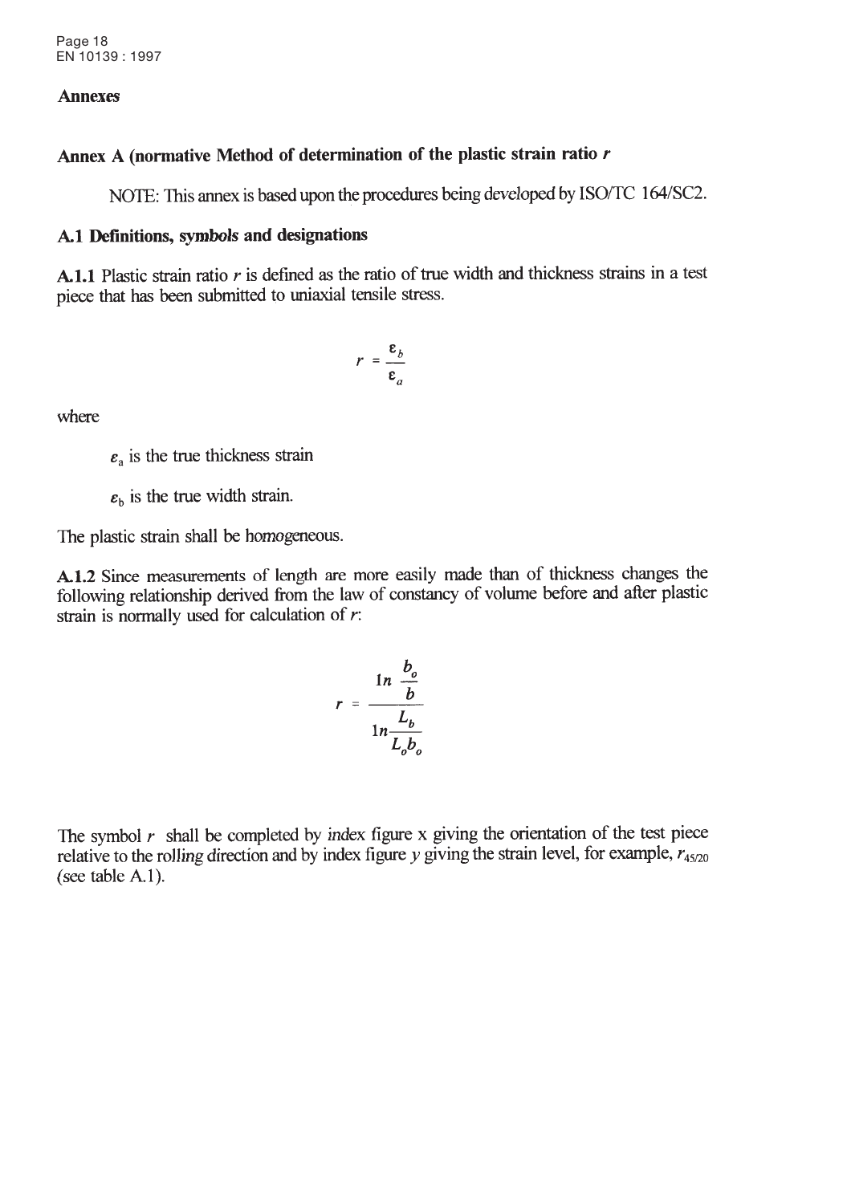## Annexes

## Annex A (normative Method of determination of the plastic strain ratio $r$

NOTE: This annex is based upon the procedures being developed by ISO/TC 164/SC2.

### A.1 Definitions, symbols and designations

**A.1.1** Plastic strain ratio $r$ is defined as the ratio of true width and thickness strains in a test piece that has been submitted to uniaxial tensile stress.

$$r = \frac{\varepsilon_b}{\varepsilon_a}$$

where

$\varepsilon_a$ is the true thickness strain

$\varepsilon_b$ is the true width strain.

The plastic strain shall be homogeneous.

**A.1.2** Since measurements of length are more easily made than of thickness changes the following relationship derived from the law of constancy of volume before and after plastic strain is normally used for calculation of $r$:

$$r = \frac{\ln \frac{b_o}{b}}{\ln \frac{L_b}{L_o b_o}}$$

The symbol $r$ shall be completed by *index* figure x giving the orientation of the test piece relative to the rolling direction and by index figure *y* giving the strain level, for example, $r_{45/20}$ (see table A.1).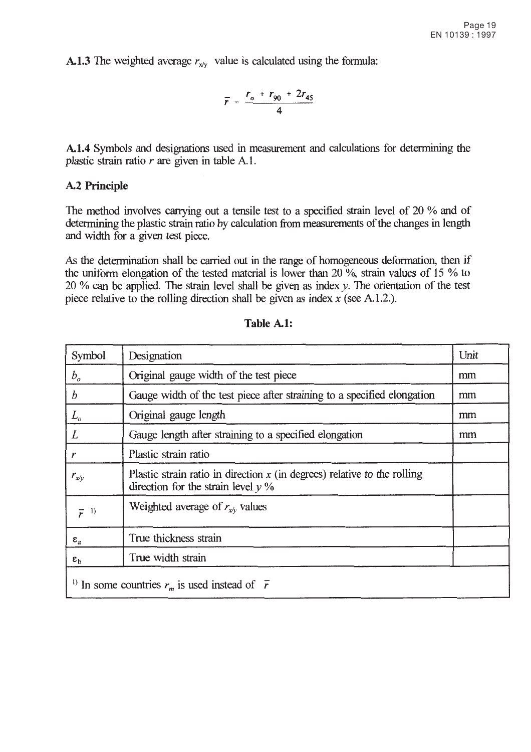**A.1.3** The weighted average $r_{x/y}$ value is calculated using the formula:

$$\bar{r} = \frac{r_o + r_{90} + 2r_{45}}{4}$$

**A.1.4** Symbols and designations used in measurement and calculations for determining the plastic strain ratio $r$ are given in table A.1.

## A.2 Principle

The method involves carrying out a tensile test to a specified strain level of 20 % and of determining the plastic strain ratio by calculation from measurements of the changes in length and width for a given test piece.

As the determination shall be carried out in the range of homogeneous deformation, then if the uniform elongation of the tested material is lower than 20 %, strain values of 15 % to 20 % can be applied. The strain level shall be given as index $y$. The orientation of the test piece relative to the rolling direction shall be given as index $x$ (see A.1.2.).

**Table A.1:**

| Symbol | Designation | Unit |
|---|---|---|
| $b_o$ | Original gauge width of the test piece | mm |
| $b$ | Gauge width of the test piece after straining to a specified elongation | mm |
| $L_o$ | Original gauge length | mm |
| $L$ | Gauge length after straining to a specified elongation | mm |
| $r$ | Plastic strain ratio | |
| $r_{x/y}$ | Plastic strain ratio in direction $x$ (in degrees) relative to the rolling direction for the strain level $y$ % | |
| $\bar{r}$ [1] | Weighted average of $r_{x/y}$ values | |
| $\varepsilon_a$ | True thickness strain | |
| $\varepsilon_b$ | True width strain | |
| [1] In some countries $r_m$ is used instead of $\bar{r}$ | | |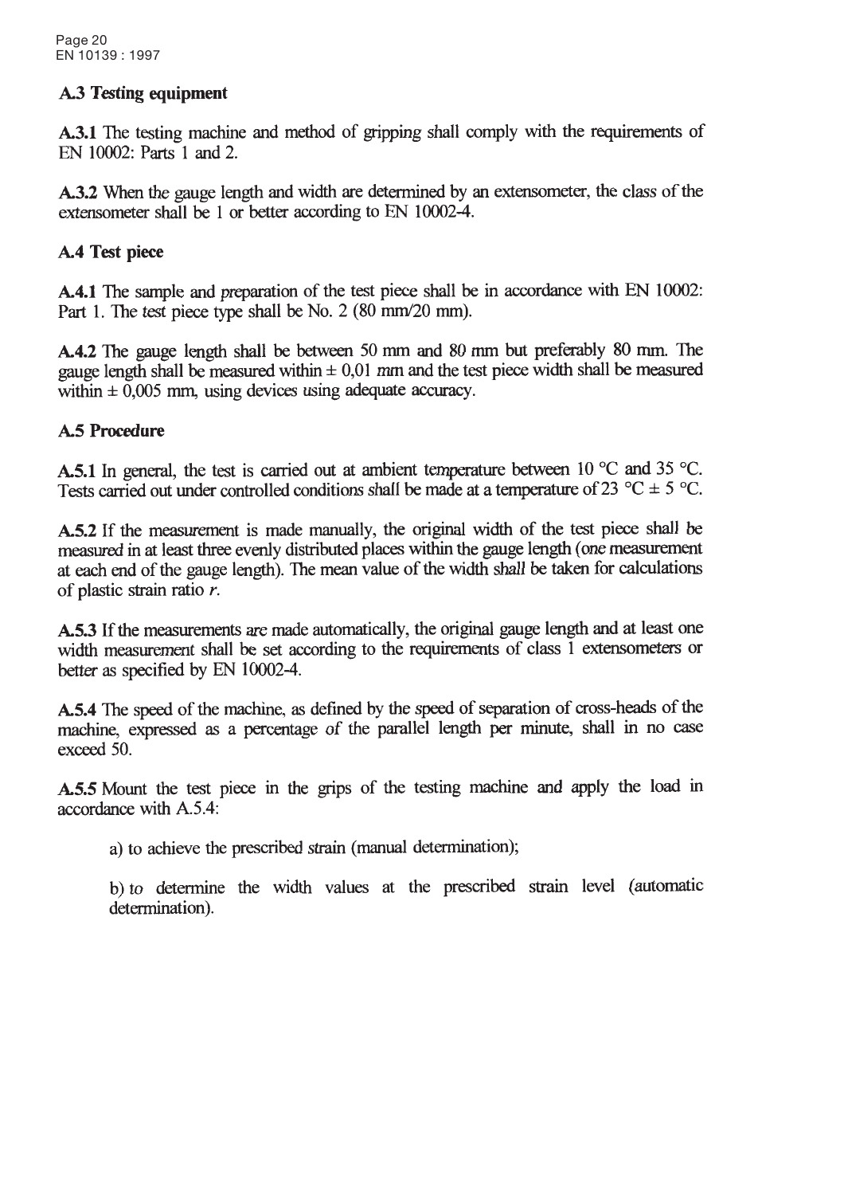## A.3 Testing equipment

**A.3.1** The testing machine and method of gripping shall comply with the requirements of EN 10002: Parts 1 and 2.

**A.3.2** When the gauge length and width are determined by an extensometer, the class of the extensometer shall be 1 or better according to EN 10002-4.

## A.4 Test piece

**A.4.1** The sample and preparation of the test piece shall be in accordance with EN 10002: Part 1. The test piece type shall be No. 2 (80 mm/20 mm).

**A.4.2** The gauge length shall be between 50 mm and 80 mm but preferably 80 mm. The gauge length shall be measured within ± 0,01 mm and the test piece width shall be measured within ± 0,005 mm, using devices using adequate accuracy.

## A.5 Procedure

**A.5.1** In general, the test is carried out at ambient temperature between 10 °C and 35 °C. Tests carried out under controlled conditions shall be made at a temperature of 23 °C ± 5 °C.

**A.5.2** If the measurement is made manually, the original width of the test piece shall be measured in at least three evenly distributed places within the gauge length (one measurement at each end of the gauge length). The mean value of the width shall be taken for calculations of plastic strain ratio $r$.

**A.5.3** If the measurements are made automatically, the original gauge length and at least one width measurement shall be set according to the requirements of class 1 extensometers or better as specified by EN 10002-4.

**A.5.4** The speed of the machine, as defined by the speed of separation of cross-heads of the machine, expressed as a percentage of the parallel length per minute, shall in no case exceed 50.

**A.5.5** Mount the test piece in the grips of the testing machine and apply the load in accordance with A.5.4:

a) to achieve the prescribed strain (manual determination);

b) to determine the width values at the prescribed strain level (automatic determination).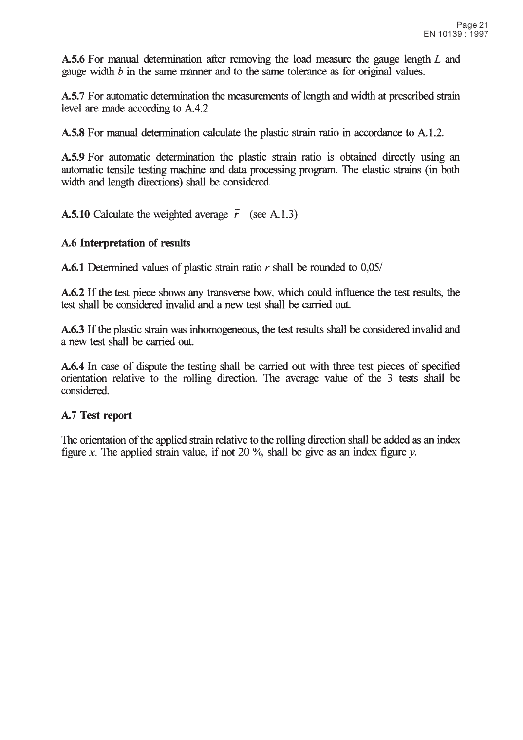**A.5.6** For manual determination after removing the load measure the gauge length $L$ and gauge width $b$ in the same manner and to the same tolerance as for original values.

**A.5.7** For automatic determination the measurements of length and width at prescribed strain level are made according to A.4.2

**A.5.8** For manual determination calculate the plastic strain ratio in accordance to A.1.2.

**A.5.9** For automatic determination the plastic strain ratio is obtained directly using an automatic tensile testing machine and data processing program. The elastic strains (in both width and length directions) shall be considered.

**A.5.10** Calculate the weighted average $\bar{r}$ (see A.1.3)

### A.6 Interpretation of results

**A.6.1** Determined values of plastic strain ratio $r$ shall be rounded to 0,05/

**A.6.2** If the test piece shows any transverse bow, which could influence the test results, the test shall be considered invalid and a new test shall be carried out.

**A.6.3** If the plastic strain was inhomogeneous, the test results shall be considered invalid and a new test shall be carried out.

**A.6.4** In case of dispute the testing shall be carried out with three test pieces of specified orientation relative to the rolling direction. The average value of the 3 tests shall be considered.

### A.7 Test report

The orientation of the applied strain relative to the rolling direction shall be added as an index figure $x$. The applied strain value, if not 20 %, shall be give as an index figure $y$.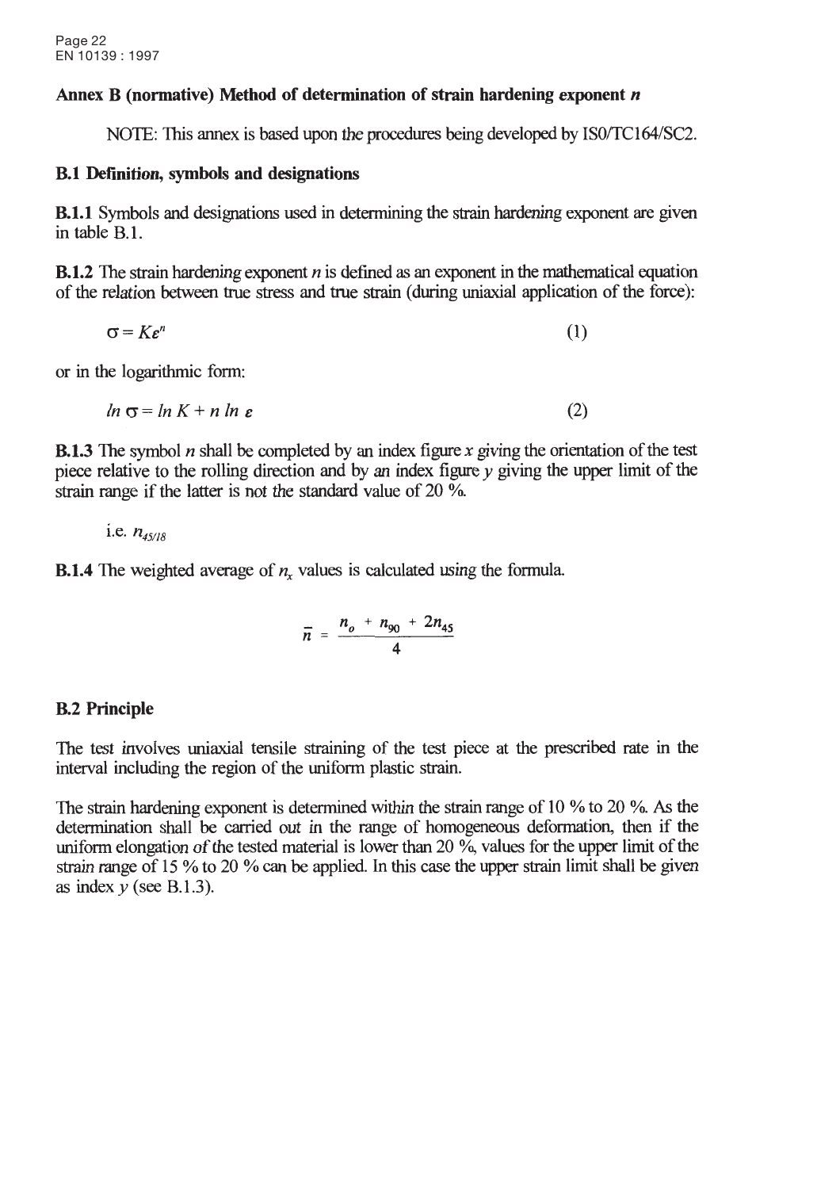## Annex B (normative) Method of determination of strain hardening exponent *n*

NOTE: This annex is based upon the procedures being developed by ISO/TC164/SC2.

### B.1 Definition, symbols and designations

**B.1.1** Symbols and designations used in determining the strain hardening exponent are given in table B.1.

**B.1.2** The strain hardening exponent $n$ is defined as an exponent in the mathematical equation of the relation between true stress and true strain (during uniaxial application of the force):

$$\sigma = K\varepsilon^n \qquad (1)$$

or in the logarithmic form:

$$\ln \sigma = \ln K + n \ln \varepsilon \qquad (2)$$

**B.1.3** The symbol $n$ shall be completed by an index figure $x$ giving the orientation of the test piece relative to the rolling direction and by an index figure $y$ giving the upper limit of the strain range if the latter is not the standard value of 20 %.

i.e. $n_{45/18}$

**B.1.4** The weighted average of $n_x$ values is calculated using the formula.

$$\bar{n} = \frac{n_o + n_{90} + 2n_{45}}{4}$$

### B.2 Principle

The test involves uniaxial tensile straining of the test piece at the prescribed rate in the interval including the region of the uniform plastic strain.

The strain hardening exponent is determined within the strain range of 10 % to 20 %. As the determination shall be carried out in the range of homogeneous deformation, then if the uniform elongation of the tested material is lower than 20 %, values for the upper limit of the strain range of 15 % to 20 % can be applied. In this case the upper strain limit shall be given as index $y$ (see B.1.3).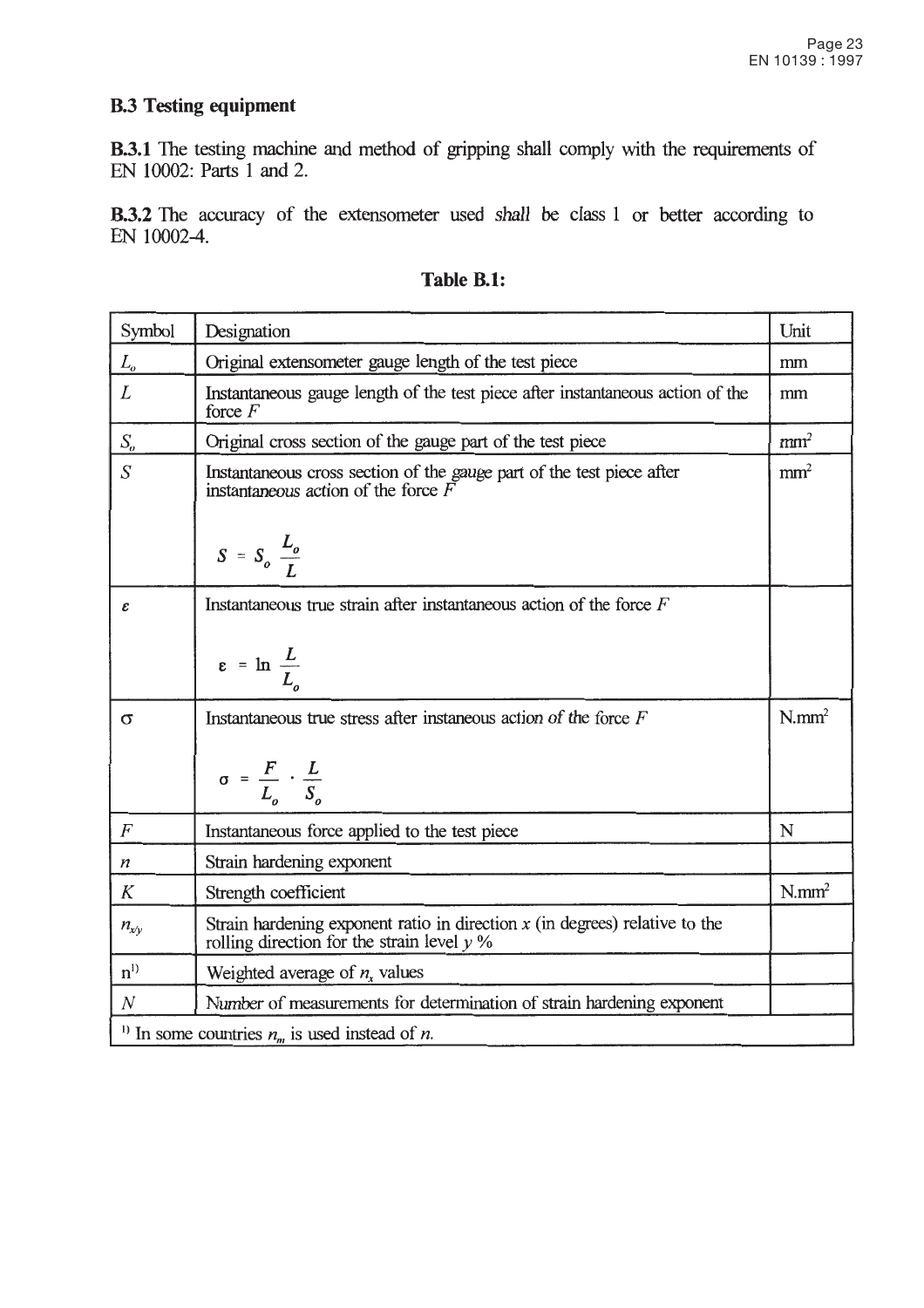## B.3 Testing equipment

**B.3.1** The testing machine and method of gripping shall comply with the requirements of EN 10002: Parts 1 and 2.

**B.3.2** The accuracy of the extensometer used *shall* be class 1 or better according to EN 10002-4.

**Table B.1:**

| Symbol | Designation | Unit |
|---|---|---|
| $L_o$ | Original extensometer gauge length of the test piece | mm |
| $L$ | Instantaneous gauge length of the test piece after instantaneous action of the force $F$ | mm |
| $S_o$ | Original cross section of the gauge part of the test piece | mm² |
| $S$ | Instantaneous cross section of the gauge part of the test piece after instantaneous action of the force $F$ <br> $S = S_o \dfrac{L_o}{L}$ | mm² |
| $\varepsilon$ | Instantaneous true strain after instantaneous action of the force $F$ <br> $\varepsilon = \ln \dfrac{L}{L_o}$ | |
| $\sigma$ | Instantaneous true stress after instaneous action of the force $F$ <br> $\sigma = \dfrac{F}{L_o} \cdot \dfrac{L}{S_o}$ | N.mm² |
| $F$ | Instantaneous force applied to the test piece | N |
| $n$ | Strain hardening exponent | |
| $K$ | Strength coefficient | N.mm² |
| $n_{x/y}$ | Strain hardening exponent ratio in direction $x$ (in degrees) relative to the rolling direction for the strain level $y$ % | |
| n[1] | Weighted average of $n_x$ values | |
| $N$ | Number of measurements for determination of strain hardening exponent | |
| [1] In some countries $n_m$ is used instead of $n$. | | |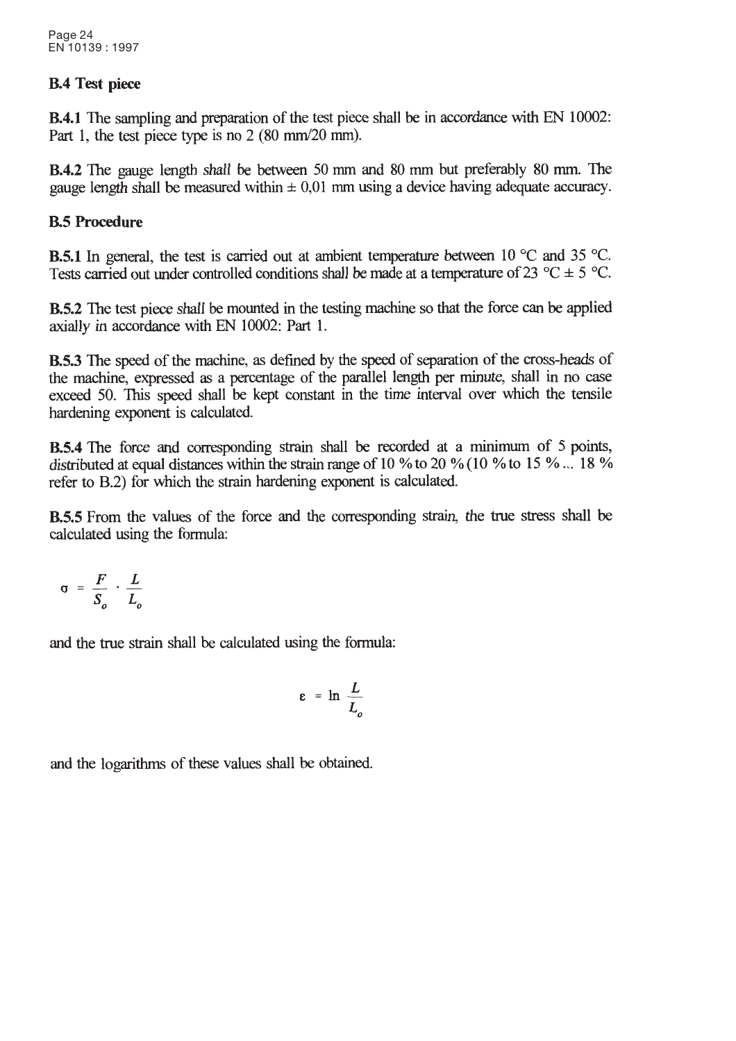## B.4 Test piece

**B.4.1** The sampling and preparation of the test piece shall be in accordance with EN 10002: Part 1, the test piece type is no 2 (80 mm/20 mm).

**B.4.2** The gauge length *shall* be between 50 mm and 80 mm but preferably 80 mm. The gauge length shall be measured within ± 0,01 mm using a device having adequate accuracy.

## B.5 Procedure

**B.5.1** In general, the test is carried out at ambient temperature between 10 °C and 35 °C. Tests carried out under controlled conditions shall be made at a temperature of 23 °C ± 5 °C.

**B.5.2** The test piece *shall* be mounted in the testing machine so that the force can be applied axially in accordance with EN 10002: Part 1.

**B.5.3** The speed of the machine, as defined by the speed of separation of the cross-heads of the machine, expressed as a percentage of the parallel length per minute, shall in no case exceed 50. This speed shall be kept constant in the time interval over which the tensile hardening exponent is calculated.

**B.5.4** The force and corresponding strain shall be recorded at a minimum of 5 points, distributed at equal distances within the strain range of 10 % to 20 % (10 % to 15 % ... 18 % refer to B.2) for which the strain hardening exponent is calculated.

**B.5.5** From the values of the force and the corresponding strain, the true stress shall be calculated using the formula:

$$\sigma = \frac{F}{S_o} \cdot \frac{L}{L_o}$$

and the true strain shall be calculated using the formula:

$$\varepsilon = \ln \frac{L}{L_o}$$

and the logarithms of these values shall be obtained.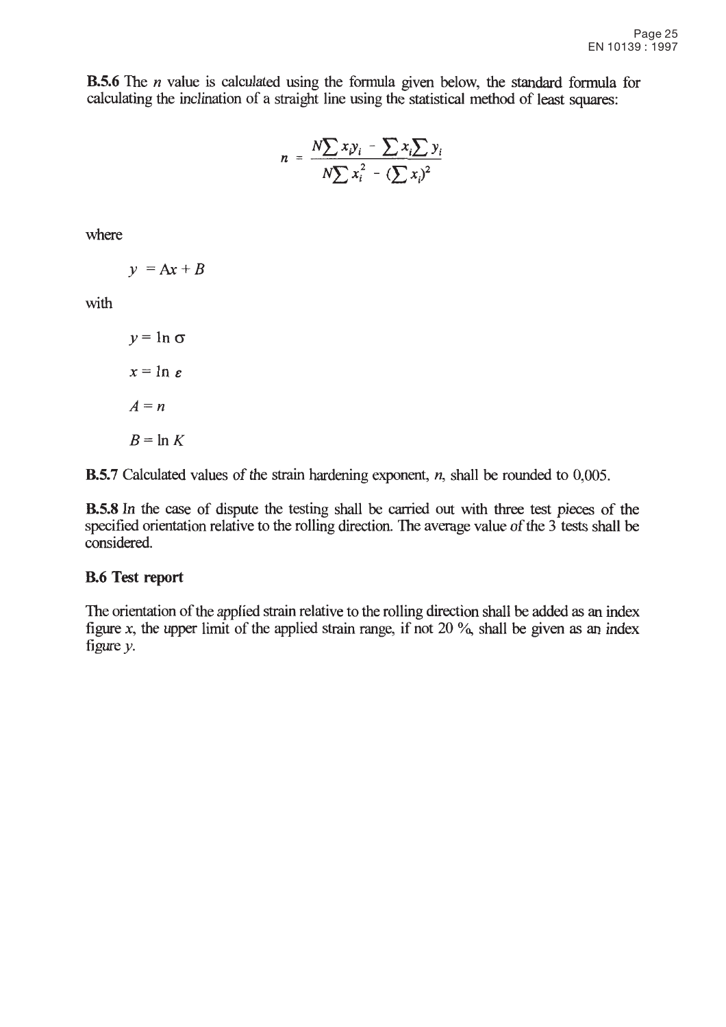**B.5.6** The $n$ value is calculated using the formula given below, the standard formula for calculating the inclination of a straight line using the statistical method of least squares:

$$n = \frac{N\sum x_i y_i - \sum x_i \sum y_i}{N\sum x_i^2 - (\sum x_i)^2}$$

where

$y = Ax + B$

with

$y = \ln \sigma$

$x = \ln \varepsilon$

$A = n$

$B = \ln K$

**B.5.7** Calculated values of the strain hardening exponent, $n$, shall be rounded to 0,005.

**B.5.8** In the case of dispute the testing shall be carried out with three test pieces of the specified orientation relative to the rolling direction. The average value of the 3 tests shall be considered.

## B.6 Test report

The orientation of the applied strain relative to the rolling direction shall be added as an index figure $x$, the upper limit of the applied strain range, if not 20 %, shall be given as an index figure $y$.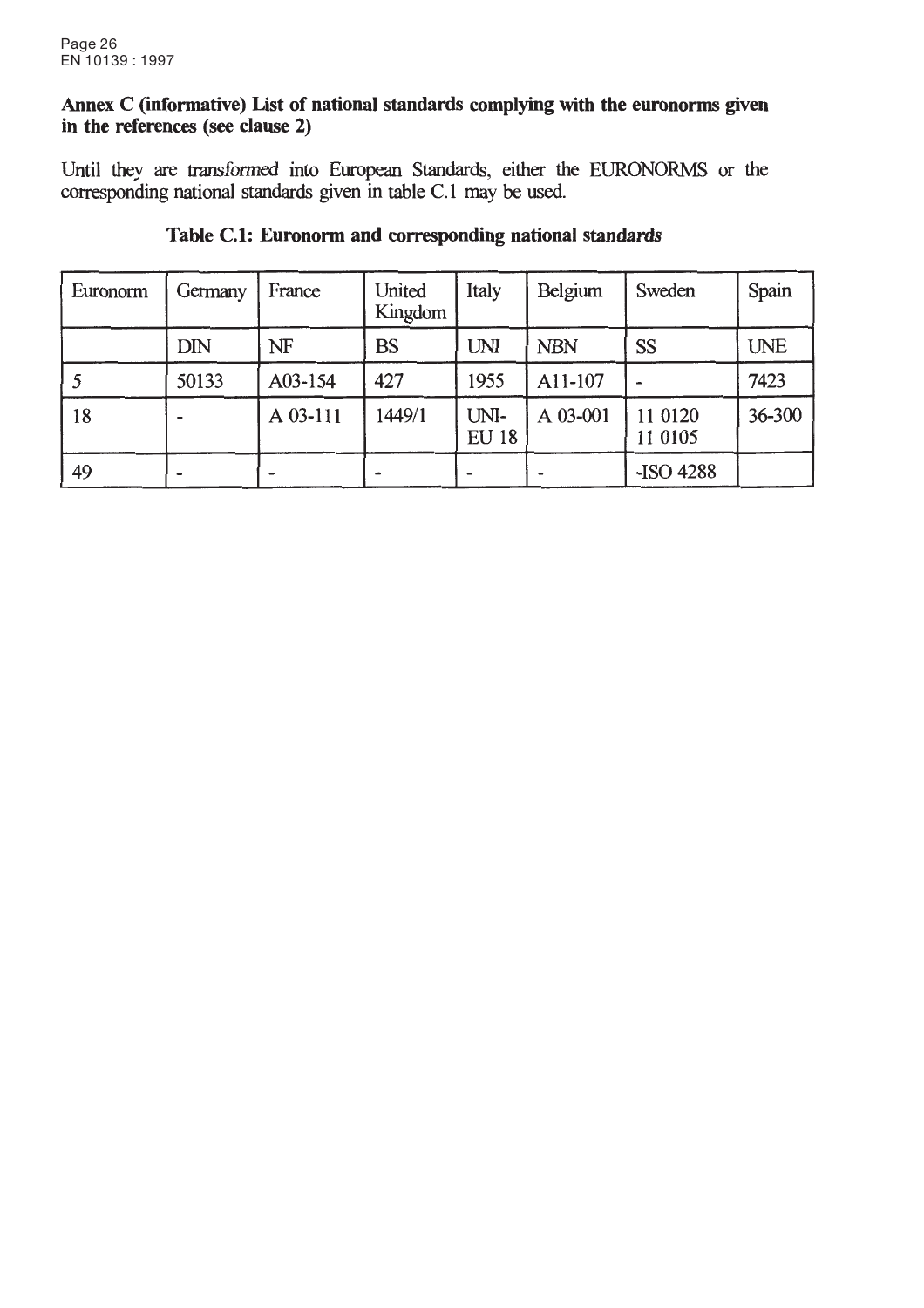## Annex C (informative) List of national standards complying with the euronorms given in the references (see clause 2)

Until they are transformed into European Standards, either the EURONORMS or the corresponding national standards given in table C.1 may be used.

**Table C.1: Euronorm and corresponding national standards**

| Euronorm | Germany | France | United Kingdom | Italy | Belgium | Sweden | Spain |
|---|---|---|---|---|---|---|---|
| | DIN | NF | BS | UNI | NBN | SS | UNE |
| 5 | 50133 | A03-154 | 427 | 1955 | A11-107 | - | 7423 |
| 18 | - | A 03-111 | 1449/1 | UNI-EU 18 | A 03-001 | 11 0120<br>11 0105 | 36-300 |
| 49 | - | - | - | - | - | -ISO 4288 | |